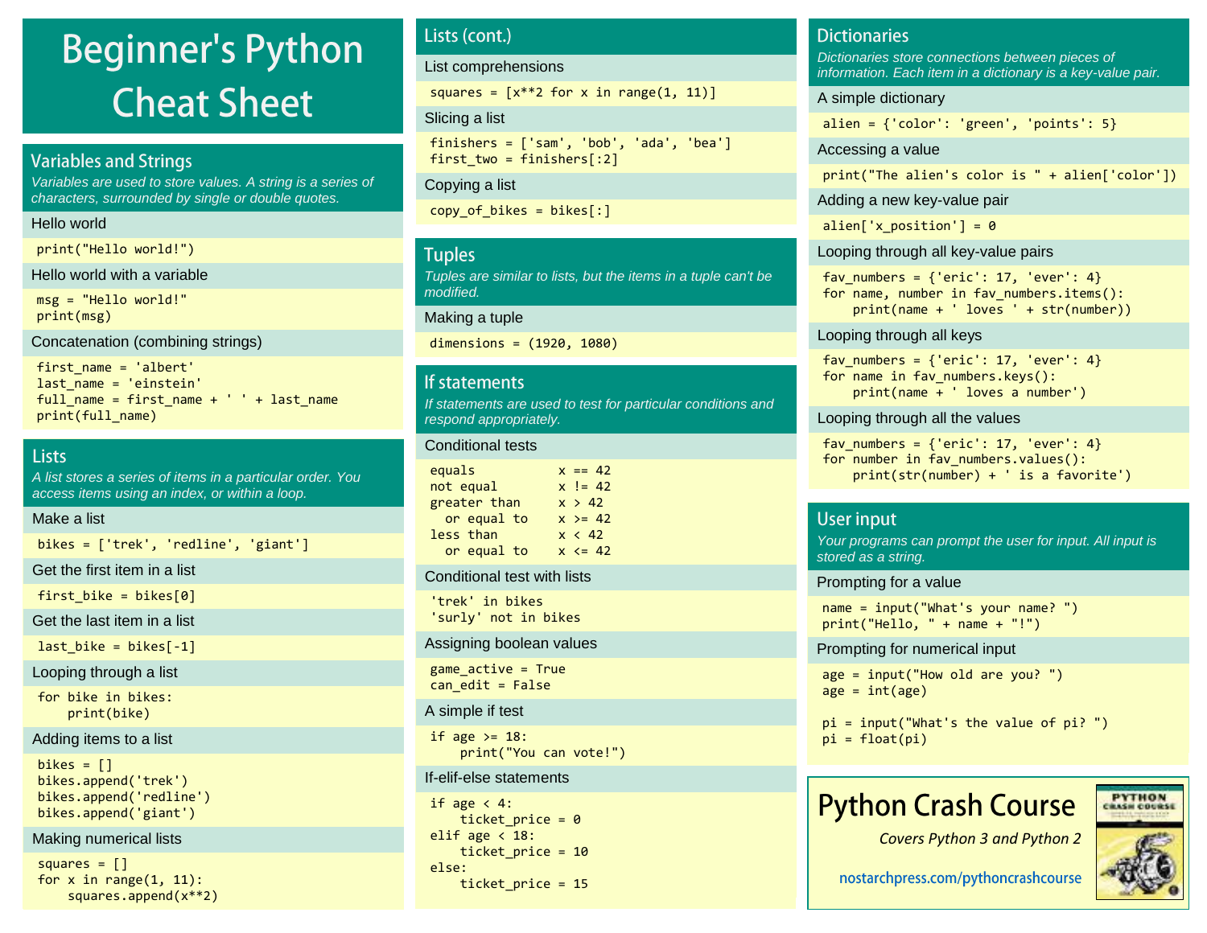# Beginner's Python Cheat Sheet

## Variables and Strings

*Variables are used to store values. A string is a series of characters, surrounded by single or double quotes.*

### Hello world

```
print("Hello world!")
```

### Hello world with a variable

```
msg = "Hello world!"
print(msg)
```

### Concatenation (combining strings)

```
first_name = 'albert'
last_name = 'einstein'
full_name = first_name + ' ' + last_name
print(full_name)
```

## Lists

*A list stores a series of items in a particular order. You access items using an index, or within a loop.*

### Make a list

```
bikes = ['trek', 'redline', 'giant']
```

### Get the first item in a list

```
first_bike = bikes[0]
```

### Get the last item in a list

```
last_bike = bikes[-1]
```

### Looping through a list

```
for bike in bikes:
    print(bike)
```

### Adding items to a list

```
bikes = []
bikes.append('trek')
bikes.append('redline')
bikes.append('giant')
```

### Making numerical lists

```
squares = []
for x in range(1, 11):
    squares.append(x**2)
```

## Lists (cont.)

### List comprehensions

```
squares = [x**2 for x in range(1, 11)]
```

### Slicing a list

```
finishers = ['sam', 'bob', 'ada', 'bea']
first_two = finishers[:2]
```

### Copying a list

```
copy_of_bikes = bikes[:]
```

## Tuples

*Tuples are similar to lists, but the items in a tuple can't be modified.*

### Making a tuple

```
dimensions = (1920, 1080)
```

## If statements

*If statements are used to test for particular conditions and respond appropriately.*

### Conditional tests

```
equals           x == 42
not equal        x != 42
greater than     x > 42
  or equal to    x >= 42
less than        x < 42
  or equal to    x <= 42
```

### Conditional test with lists

```
'trek' in bikes
'surly' not in bikes
```

### Assigning boolean values

```
game_active = True
can_edit = False
```

### A simple if test

```
if age >= 18:
    print("You can vote!")
```

### If-elif-else statements

```
if age < 4:
    ticket_price = 0
elif age < 18:
    ticket_price = 10
else:
    ticket_price = 15
```

## Dictionaries

*Dictionaries store connections between pieces of information. Each item in a dictionary is a key-value pair.*

### A simple dictionary

```
alien = {'color': 'green', 'points': 5}
```

### Accessing a value

```
print("The alien's color is " + alien['color'])
```

### Adding a new key-value pair

```
alien['x_position'] = 0
```

### Looping through all key-value pairs

```
fav_numbers = {'eric': 17, 'ever': 4}
for name, number in fav_numbers.items():
    print(name + ' loves ' + str(number))
```

### Looping through all keys

```
fav_numbers = {'eric': 17, 'ever': 4}
for name in fav_numbers.keys():
    print(name + ' loves a number')
```

### Looping through all the values

```
fav_numbers = {'eric': 17, 'ever': 4}
for number in fav_numbers.values():
    print(str(number) + ' is a favorite')
```

## User input

*Your programs can prompt the user for input. All input is stored as a string.*

### Prompting for a value

```
name = input("What's your name? ")
print("Hello, " + name + "!")
```

### Prompting for numerical input

```
age = input("How old are you? ")
age = int(age)

pi = input("What's the value of pi? ")
pi = float(pi)
```

## Python Crash Course

*Covers Python 3 and Python 2*

nostarchpress.com/pythoncrashcourse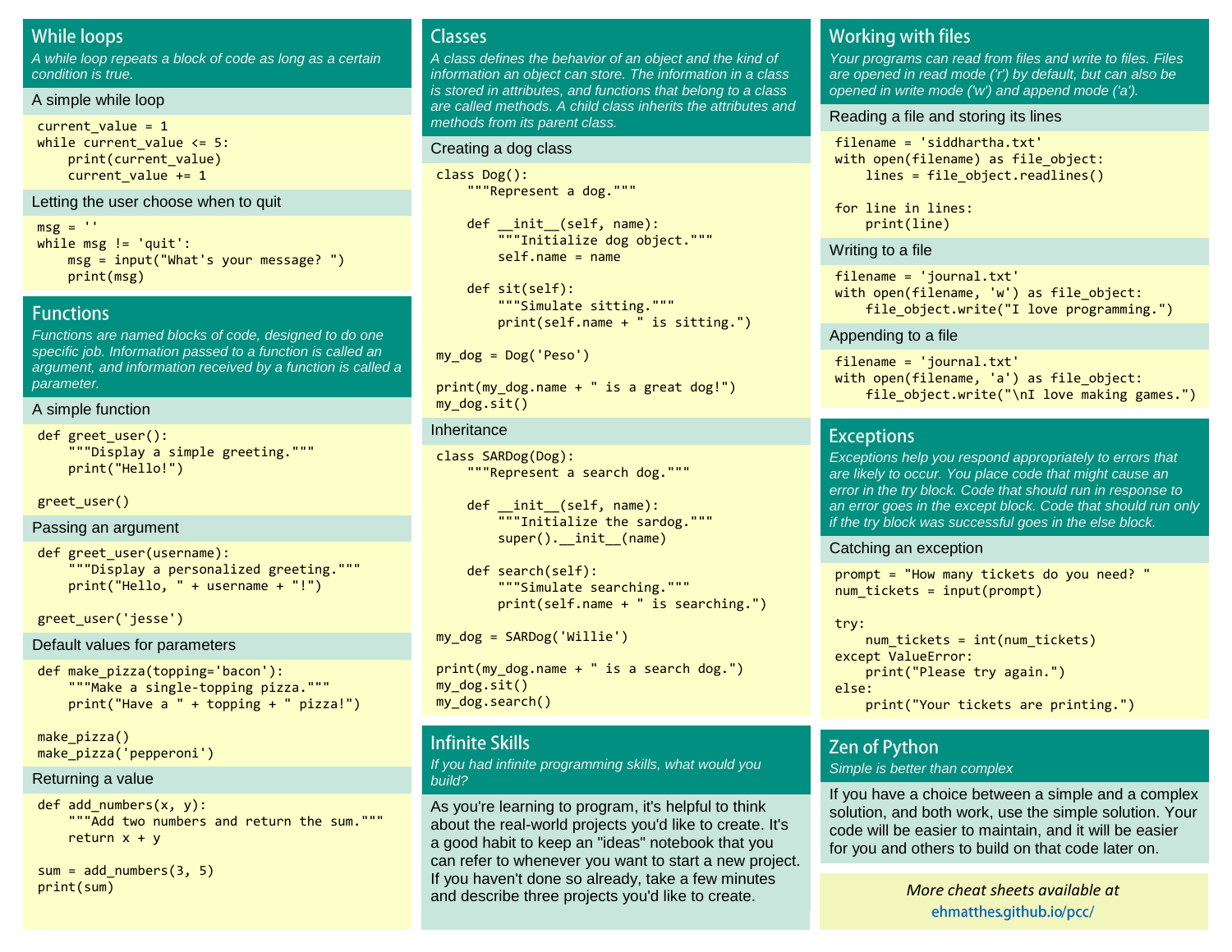## While loops

*A while loop repeats a block of code as long as a certain condition is true.*

### A simple while loop

```
current_value = 1
while current_value <= 5:
    print(current_value)
    current_value += 1
```

### Letting the user choose when to quit

```
msg = ''
while msg != 'quit':
    msg = input("What's your message? ")
    print(msg)
```

## Functions

*Functions are named blocks of code, designed to do one specific job. Information passed to a function is called an argument, and information received by a function is called a parameter.*

### A simple function

```
def greet_user():
    """Display a simple greeting."""
    print("Hello!")

greet_user()
```

### Passing an argument

```
def greet_user(username):
    """Display a personalized greeting."""
    print("Hello, " + username + "!")

greet_user('jesse')
```

### Default values for parameters

```
def make_pizza(topping='bacon'):
    """Make a single-topping pizza."""
    print("Have a " + topping + " pizza!")

make_pizza()
make_pizza('pepperoni')
```

### Returning a value

```
def add_numbers(x, y):
    """Add two numbers and return the sum."""
    return x + y

sum = add_numbers(3, 5)
print(sum)
```

## Classes

*A class defines the behavior of an object and the kind of information an object can store. The information in a class is stored in attributes, and functions that belong to a class are called methods. A child class inherits the attributes and methods from its parent class.*

### Creating a dog class

```
class Dog():
    """Represent a dog."""

    def __init__(self, name):
        """Initialize dog object."""
        self.name = name

    def sit(self):
        """Simulate sitting."""
        print(self.name + " is sitting.")

my_dog = Dog('Peso')

print(my_dog.name + " is a great dog!")
my_dog.sit()
```

### Inheritance

```
class SARDog(Dog):
    """Represent a search dog."""

    def __init__(self, name):
        """Initialize the sardog."""
        super().__init__(name)

    def search(self):
        """Simulate searching."""
        print(self.name + " is searching.")

my_dog = SARDog('Willie')

print(my_dog.name + " is a search dog.")
my_dog.sit()
my_dog.search()
```

## Infinite Skills

*If you had infinite programming skills, what would you build?*

As you're learning to program, it's helpful to think about the real-world projects you'd like to create. It's a good habit to keep an "ideas" notebook that you can refer to whenever you want to start a new project. If you haven't done so already, take a few minutes and describe three projects you'd like to create.

## Working with files

*Your programs can read from files and write to files. Files are opened in read mode ('r') by default, but can also be opened in write mode ('w') and append mode ('a').*

### Reading a file and storing its lines

```
filename = 'siddhartha.txt'
with open(filename) as file_object:
    lines = file_object.readlines()

for line in lines:
    print(line)
```

### Writing to a file

```
filename = 'journal.txt'
with open(filename, 'w') as file_object:
    file_object.write("I love programming.")
```

### Appending to a file

```
filename = 'journal.txt'
with open(filename, 'a') as file_object:
    file_object.write("\nI love making games.")
```

## Exceptions

*Exceptions help you respond appropriately to errors that are likely to occur. You place code that might cause an error in the try block. Code that should run in response to an error goes in the except block. Code that should run only if the try block was successful goes in the else block.*

### Catching an exception

```
prompt = "How many tickets do you need? "
num_tickets = input(prompt)

try:
    num_tickets = int(num_tickets)
except ValueError:
    print("Please try again.")
else:
    print("Your tickets are printing.")
```

## Zen of Python

*Simple is better than complex*

If you have a choice between a simple and a complex solution, and both work, use the simple solution. Your code will be easier to maintain, and it will be easier for you and others to build on that code later on.

*More cheat sheets available at*
ehmatthes.github.io/pcc/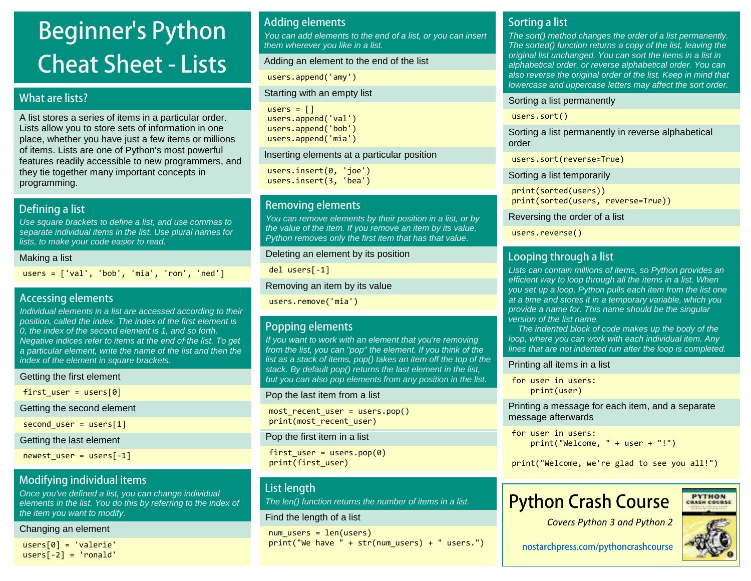# Beginner's Python Cheat Sheet - Lists

## What are lists?

A list stores a series of items in a particular order. Lists allow you to store sets of information in one place, whether you have just a few items or millions of items. Lists are one of Python's most powerful features readily accessible to new programmers, and they tie together many important concepts in programming.

## Defining a list

*Use square brackets to define a list, and use commas to separate individual items in the list. Use plural names for lists, to make your code easier to read.*

### Making a list

```
users = ['val', 'bob', 'mia', 'ron', 'ned']
```

## Accessing elements

*Individual elements in a list are accessed according to their position, called the index. The index of the first element is 0, the index of the second element is 1, and so forth. Negative indices refer to items at the end of the list. To get a particular element, write the name of the list and then the index of the element in square brackets.*

### Getting the first element

```
first_user = users[0]
```

### Getting the second element

```
second_user = users[1]
```

### Getting the last element

```
newest_user = users[-1]
```

## Modifying individual items

*Once you've defined a list, you can change individual elements in the list. You do this by referring to the index of the item you want to modify.*

### Changing an element

```
users[0] = 'valerie'
users[-2] = 'ronald'
```

## Adding elements

*You can add elements to the end of a list, or you can insert them wherever you like in a list.*

### Adding an element to the end of the list

```
users.append('amy')
```

### Starting with an empty list

```
users = []
users.append('val')
users.append('bob')
users.append('mia')
```

### Inserting elements at a particular position

```
users.insert(0, 'joe')
users.insert(3, 'bea')
```

## Removing elements

*You can remove elements by their position in a list, or by the value of the item. If you remove an item by its value, Python removes only the first item that has that value.*

### Deleting an element by its position

```
del users[-1]
```

### Removing an item by its value

```
users.remove('mia')
```

## Popping elements

*If you want to work with an element that you're removing from the list, you can "pop" the element. If you think of the list as a stack of items, pop() takes an item off the top of the stack. By default pop() returns the last element in the list, but you can also pop elements from any position in the list.*

### Pop the last item from a list

```
most_recent_user = users.pop()
print(most_recent_user)
```

### Pop the first item in a list

```
first_user = users.pop(0)
print(first_user)
```

## List length

*The len() function returns the number of items in a list.*

### Find the length of a list

```
num_users = len(users)
print("We have " + str(num_users) + " users.")
```

## Sorting a list

*The sort() method changes the order of a list permanently. The sorted() function returns a copy of the list, leaving the original list unchanged. You can sort the items in a list in alphabetical order, or reverse alphabetical order. You can also reverse the original order of the list. Keep in mind that lowercase and uppercase letters may affect the sort order.*

### Sorting a list permanently

```
users.sort()
```

### Sorting a list permanently in reverse alphabetical order

```
users.sort(reverse=True)
```

### Sorting a list temporarily

```
print(sorted(users))
print(sorted(users, reverse=True))
```

### Reversing the order of a list

```
users.reverse()
```

## Looping through a list

*Lists can contain millions of items, so Python provides an efficient way to loop through all the items in a list. When you set up a loop, Python pulls each item from the list one at a time and stores it in a temporary variable, which you provide a name for. This name should be the singular version of the list name.*

*The indented block of code makes up the body of the loop, where you can work with each individual item. Any lines that are not indented run after the loop is completed.*

### Printing all items in a list

```
for user in users:
    print(user)
```

### Printing a message for each item, and a separate message afterwards

```
for user in users:
    print("Welcome, " + user + "!")

print("Welcome, we're glad to see you all!")
```

## Python Crash Course

*Covers Python 3 and Python 2*

nostarchpress.com/pythoncrashcourse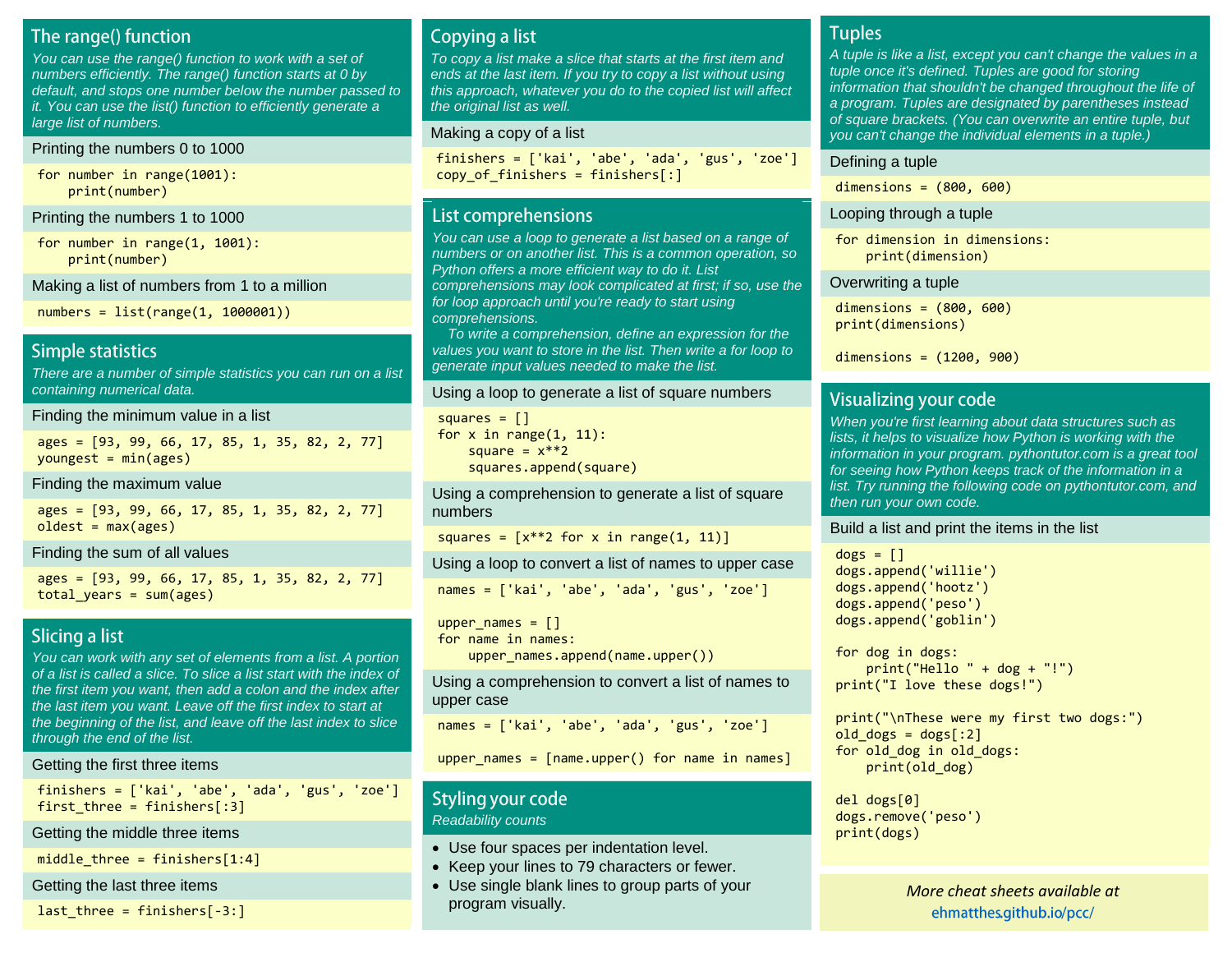## The range() function

*You can use the range() function to work with a set of numbers efficiently. The range() function starts at 0 by default, and stops one number below the number passed to it. You can use the list() function to efficiently generate a large list of numbers.*

### Printing the numbers 0 to 1000

```
for number in range(1001):
    print(number)
```

### Printing the numbers 1 to 1000

```
for number in range(1, 1001):
    print(number)
```

### Making a list of numbers from 1 to a million

```
numbers = list(range(1, 1000001))
```

## Simple statistics

*There are a number of simple statistics you can run on a list containing numerical data.*

### Finding the minimum value in a list

```
ages = [93, 99, 66, 17, 85, 1, 35, 82, 2, 77]
youngest = min(ages)
```

### Finding the maximum value

```
ages = [93, 99, 66, 17, 85, 1, 35, 82, 2, 77]
oldest = max(ages)
```

### Finding the sum of all values

```
ages = [93, 99, 66, 17, 85, 1, 35, 82, 2, 77]
total_years = sum(ages)
```

## Slicing a list

*You can work with any set of elements from a list. A portion of a list is called a slice. To slice a list start with the index of the first item you want, then add a colon and the index after the last item you want. Leave off the first index to start at the beginning of the list, and leave off the last index to slice through the end of the list.*

### Getting the first three items

```
finishers = ['kai', 'abe', 'ada', 'gus', 'zoe']
first_three = finishers[:3]
```

### Getting the middle three items

```
middle_three = finishers[1:4]
```

### Getting the last three items

```
last_three = finishers[-3:]
```

## Copying a list

*To copy a list make a slice that starts at the first item and ends at the last item. If you try to copy a list without using this approach, whatever you do to the copied list will affect the original list as well.*

### Making a copy of a list

```
finishers = ['kai', 'abe', 'ada', 'gus', 'zoe']
copy_of_finishers = finishers[:]
```

## List comprehensions

*You can use a loop to generate a list based on a range of numbers or on another list. This is a common operation, so Python offers a more efficient way to do it. List comprehensions may look complicated at first; if so, use the for loop approach until you're ready to start using comprehensions.*

*To write a comprehension, define an expression for the values you want to store in the list. Then write a for loop to generate input values needed to make the list.*

### Using a loop to generate a list of square numbers

```
squares = []
for x in range(1, 11):
    square = x**2
    squares.append(square)
```

### Using a comprehension to generate a list of square numbers

```
squares = [x**2 for x in range(1, 11)]
```

### Using a loop to convert a list of names to upper case

```
names = ['kai', 'abe', 'ada', 'gus', 'zoe']

upper_names = []
for name in names:
    upper_names.append(name.upper())
```

### Using a comprehension to convert a list of names to upper case

```
names = ['kai', 'abe', 'ada', 'gus', 'zoe']

upper_names = [name.upper() for name in names]
```

## Styling your code

*Readability counts*

- Use four spaces per indentation level.
- Keep your lines to 79 characters or fewer.
- Use single blank lines to group parts of your program visually.

## Tuples

*A tuple is like a list, except you can't change the values in a tuple once it's defined. Tuples are good for storing information that shouldn't be changed throughout the life of a program. Tuples are designated by parentheses instead of square brackets. (You can overwrite an entire tuple, but you can't change the individual elements in a tuple.)*

### Defining a tuple

```
dimensions = (800, 600)
```

### Looping through a tuple

```
for dimension in dimensions:
    print(dimension)
```

### Overwriting a tuple

```
dimensions = (800, 600)
print(dimensions)

dimensions = (1200, 900)
```

## Visualizing your code

*When you're first learning about data structures such as lists, it helps to visualize how Python is working with the information in your program. pythontutor.com is a great tool for seeing how Python keeps track of the information in a list. Try running the following code on pythontutor.com, and then run your own code.*

### Build a list and print the items in the list

```
dogs = []
dogs.append('willie')
dogs.append('hootz')
dogs.append('peso')
dogs.append('goblin')

for dog in dogs:
    print("Hello " + dog + "!")
print("I love these dogs!")

print("\nThese were my first two dogs:")
old_dogs = dogs[:2]
for old_dog in old_dogs:
    print(old_dog)

del dogs[0]
dogs.remove('peso')
print(dogs)
```

*More cheat sheets available at*
ehmatthes.github.io/pcc/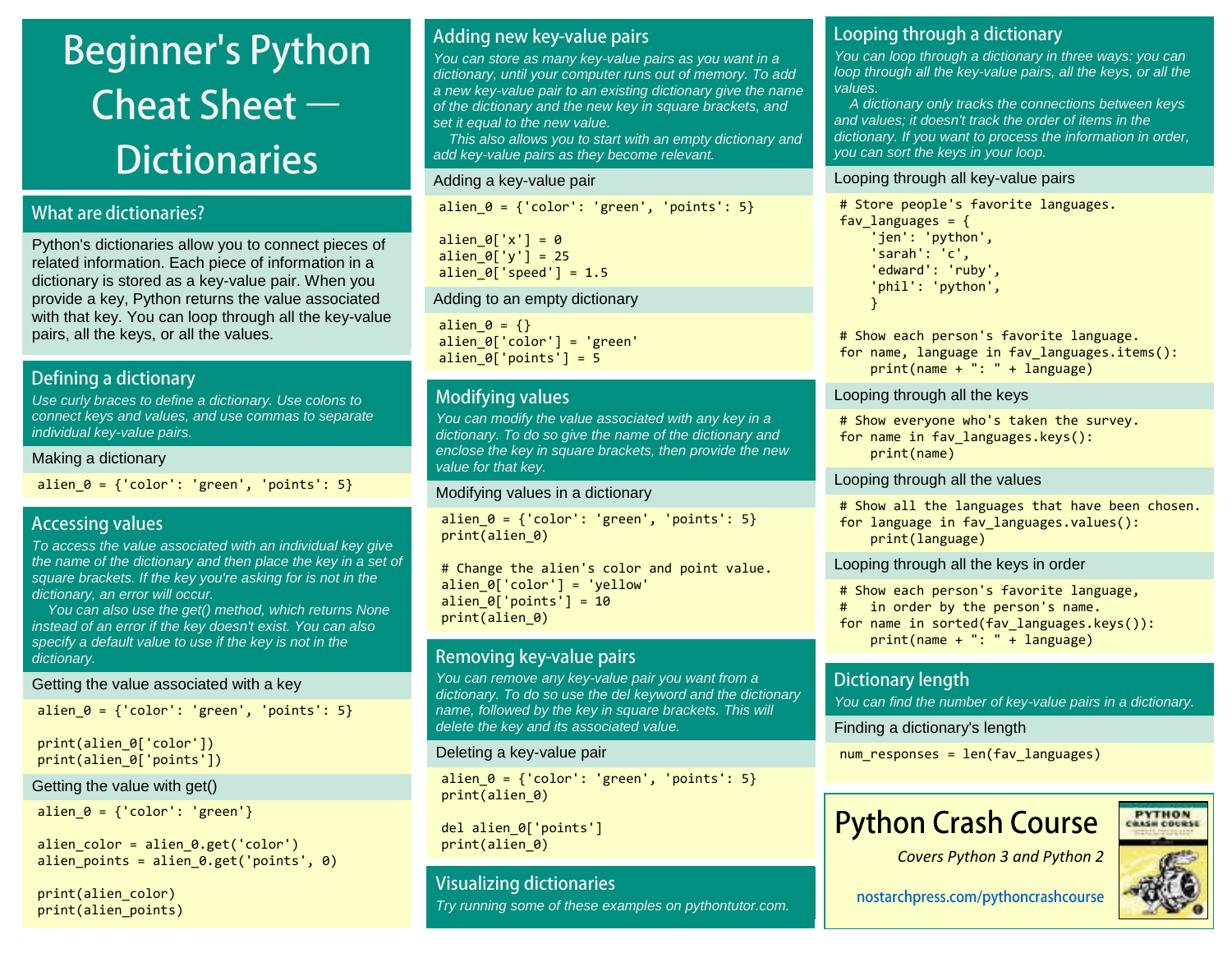# Beginner's Python Cheat Sheet — Dictionaries

## What are dictionaries?

Python's dictionaries allow you to connect pieces of related information. Each piece of information in a dictionary is stored as a key-value pair. When you provide a key, Python returns the value associated with that key. You can loop through all the key-value pairs, all the keys, or all the values.

## Defining a dictionary

*Use curly braces to define a dictionary. Use colons to connect keys and values, and use commas to separate individual key-value pairs.*

### Making a dictionary

```
alien_0 = {'color': 'green', 'points': 5}
```

## Accessing values

*To access the value associated with an individual key give the name of the dictionary and then place the key in a set of square brackets. If the key you're asking for is not in the dictionary, an error will occur.*

*You can also use the get() method, which returns None instead of an error if the key doesn't exist. You can also specify a default value to use if the key is not in the dictionary.*

### Getting the value associated with a key

```
alien_0 = {'color': 'green', 'points': 5}

print(alien_0['color'])
print(alien_0['points'])
```

### Getting the value with get()

```
alien_0 = {'color': 'green'}

alien_color = alien_0.get('color')
alien_points = alien_0.get('points', 0)

print(alien_color)
print(alien_points)
```

## Adding new key-value pairs

*You can store as many key-value pairs as you want in a dictionary, until your computer runs out of memory. To add a new key-value pair to an existing dictionary give the name of the dictionary and the new key in square brackets, and set it equal to the new value.*

*This also allows you to start with an empty dictionary and add key-value pairs as they become relevant.*

### Adding a key-value pair

```
alien_0 = {'color': 'green', 'points': 5}

alien_0['x'] = 0
alien_0['y'] = 25
alien_0['speed'] = 1.5
```

### Adding to an empty dictionary

```
alien_0 = {}
alien_0['color'] = 'green'
alien_0['points'] = 5
```

## Modifying values

*You can modify the value associated with any key in a dictionary. To do so give the name of the dictionary and enclose the key in square brackets, then provide the new value for that key.*

### Modifying values in a dictionary

```
alien_0 = {'color': 'green', 'points': 5}
print(alien_0)

# Change the alien's color and point value.
alien_0['color'] = 'yellow'
alien_0['points'] = 10
print(alien_0)
```

## Removing key-value pairs

*You can remove any key-value pair you want from a dictionary. To do so use the del keyword and the dictionary name, followed by the key in square brackets. This will delete the key and its associated value.*

### Deleting a key-value pair

```
alien_0 = {'color': 'green', 'points': 5}
print(alien_0)

del alien_0['points']
print(alien_0)
```

## Visualizing dictionaries

*Try running some of these examples on pythontutor.com.*

## Looping through a dictionary

*You can loop through a dictionary in three ways: you can loop through all the key-value pairs, all the keys, or all the values.*

*A dictionary only tracks the connections between keys and values; it doesn't track the order of items in the dictionary. If you want to process the information in order, you can sort the keys in your loop.*

### Looping through all key-value pairs

```
# Store people's favorite languages.
fav_languages = {
    'jen': 'python',
    'sarah': 'c',
    'edward': 'ruby',
    'phil': 'python',
    }

# Show each person's favorite language.
for name, language in fav_languages.items():
    print(name + ": " + language)
```

### Looping through all the keys

```
# Show everyone who's taken the survey.
for name in fav_languages.keys():
    print(name)
```

### Looping through all the values

```
# Show all the languages that have been chosen.
for language in fav_languages.values():
    print(language)
```

### Looping through all the keys in order

```
# Show each person's favorite language,
#   in order by the person's name.
for name in sorted(fav_languages.keys()):
    print(name + ": " + language)
```

## Dictionary length

*You can find the number of key-value pairs in a dictionary.*

### Finding a dictionary's length

```
num_responses = len(fav_languages)
```

## Python Crash Course

*Covers Python 3 and Python 2*

nostarchpress.com/pythoncrashcourse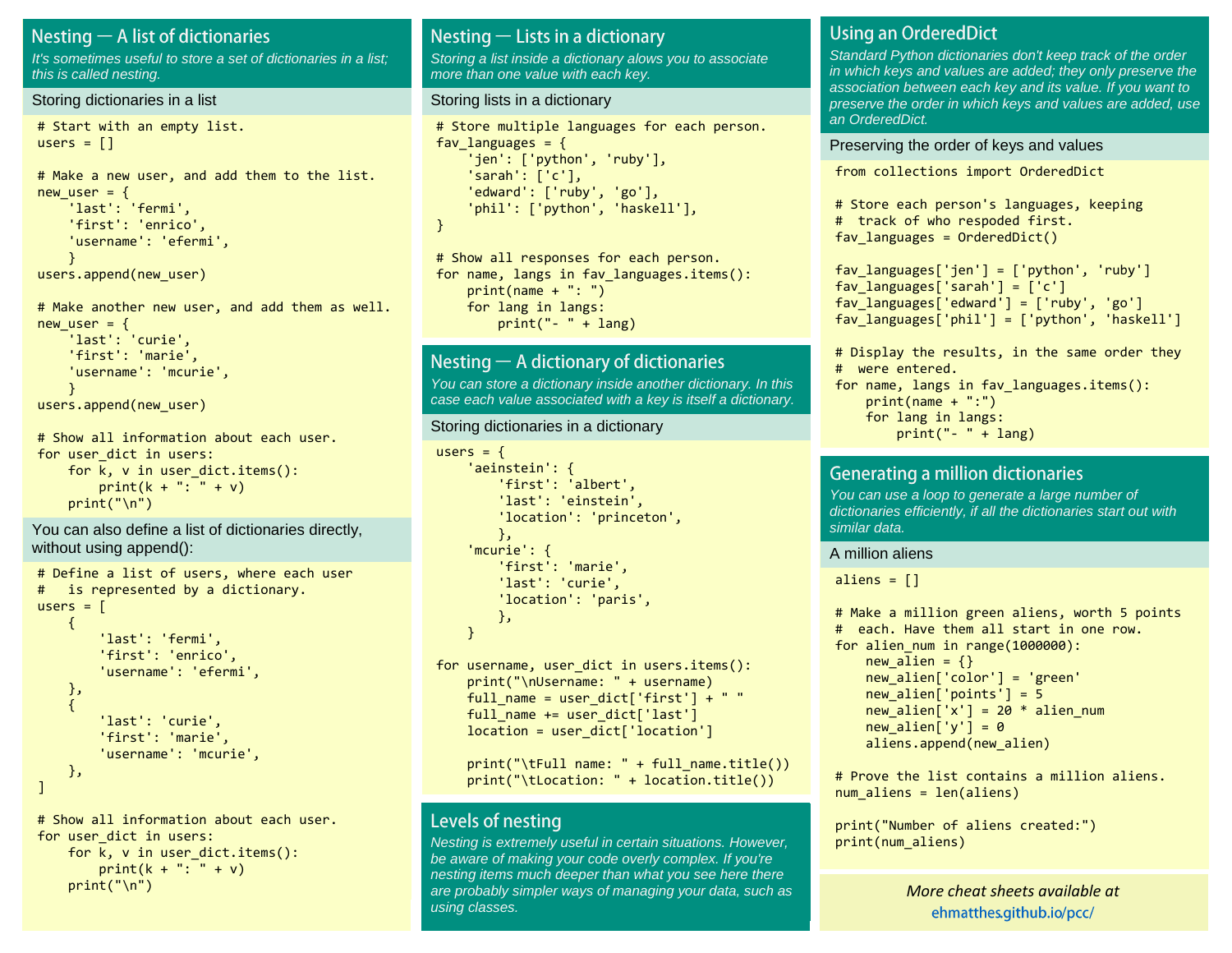## Nesting — A list of dictionaries

*It's sometimes useful to store a set of dictionaries in a list; this is called nesting.*

### Storing dictionaries in a list

```
# Start with an empty list.
users = []

# Make a new user, and add them to the list.
new_user = {
    'last': 'fermi',
    'first': 'enrico',
    'username': 'efermi',
    }
users.append(new_user)

# Make another new user, and add them as well.
new_user = {
    'last': 'curie',
    'first': 'marie',
    'username': 'mcurie',
    }
users.append(new_user)

# Show all information about each user.
for user_dict in users:
    for k, v in user_dict.items():
        print(k + ": " + v)
    print("\n")
```

### You can also define a list of dictionaries directly, without using append():

```
# Define a list of users, where each user
#   is represented by a dictionary.
users = [
    {
        'last': 'fermi',
        'first': 'enrico',
        'username': 'efermi',
    },
    {
        'last': 'curie',
        'first': 'marie',
        'username': 'mcurie',
    },
]

# Show all information about each user.
for user_dict in users:
    for k, v in user_dict.items():
        print(k + ": " + v)
    print("\n")
```

## Nesting — Lists in a dictionary

*Storing a list inside a dictionary alows you to associate more than one value with each key.*

### Storing lists in a dictionary

```
# Store multiple languages for each person.
fav_languages = {
    'jen': ['python', 'ruby'],
    'sarah': ['c'],
    'edward': ['ruby', 'go'],
    'phil': ['python', 'haskell'],
}

# Show all responses for each person.
for name, langs in fav_languages.items():
    print(name + ": ")
    for lang in langs:
        print("- " + lang)
```

## Nesting — A dictionary of dictionaries

*You can store a dictionary inside another dictionary. In this case each value associated with a key is itself a dictionary.*

### Storing dictionaries in a dictionary

```
users = {
    'aeinstein': {
        'first': 'albert',
        'last': 'einstein',
        'location': 'princeton',
        },
    'mcurie': {
        'first': 'marie',
        'last': 'curie',
        'location': 'paris',
        },
    }

for username, user_dict in users.items():
    print("\nUsername: " + username)
    full_name = user_dict['first'] + " "
    full_name += user_dict['last']
    location = user_dict['location']

    print("\tFull name: " + full_name.title())
    print("\tLocation: " + location.title())
```

## Levels of nesting

*Nesting is extremely useful in certain situations. However, be aware of making your code overly complex. If you're nesting items much deeper than what you see here there are probably simpler ways of managing your data, such as using classes.*

## Using an OrderedDict

*Standard Python dictionaries don't keep track of the order in which keys and values are added; they only preserve the association between each key and its value. If you want to preserve the order in which keys and values are added, use an OrderedDict.*

### Preserving the order of keys and values

```
from collections import OrderedDict

# Store each person's languages, keeping
#  track of who respoded first.
fav_languages = OrderedDict()

fav_languages['jen'] = ['python', 'ruby']
fav_languages['sarah'] = ['c']
fav_languages['edward'] = ['ruby', 'go']
fav_languages['phil'] = ['python', 'haskell']

# Display the results, in the same order they
#  were entered.
for name, langs in fav_languages.items():
    print(name + ":")
    for lang in langs:
        print("- " + lang)
```

## Generating a million dictionaries

*You can use a loop to generate a large number of dictionaries efficiently, if all the dictionaries start out with similar data.*

### A million aliens

```
aliens = []

# Make a million green aliens, worth 5 points
#  each. Have them all start in one row.
for alien_num in range(1000000):
    new_alien = {}
    new_alien['color'] = 'green'
    new_alien['points'] = 5
    new_alien['x'] = 20 * alien_num
    new_alien['y'] = 0
    aliens.append(new_alien)

# Prove the list contains a million aliens.
num_aliens = len(aliens)

print("Number of aliens created:")
print(num_aliens)
```

*More cheat sheets available at*
ehmatthes.github.io/pcc/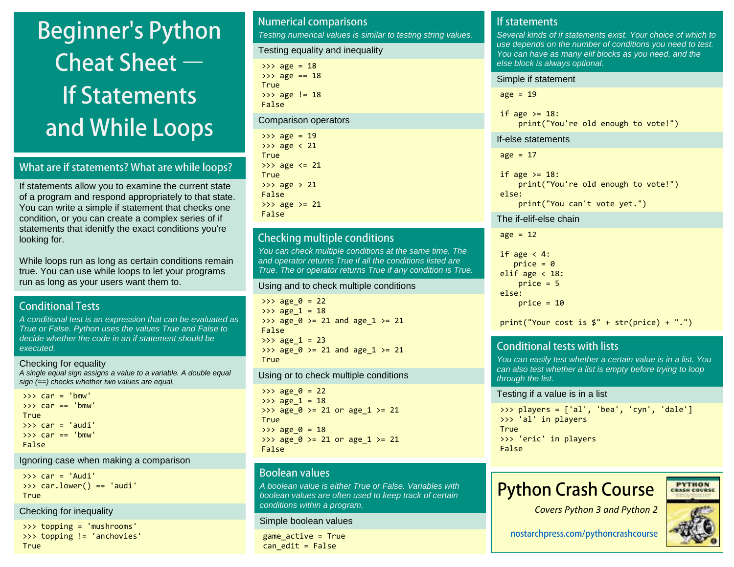# Beginner's Python Cheat Sheet — If Statements and While Loops

## What are if statements? What are while loops?

If statements allow you to examine the current state of a program and respond appropriately to that state. You can write a simple if statement that checks one condition, or you can create a complex series of if statements that idenitfy the exact conditions you're looking for.

While loops run as long as certain conditions remain true. You can use while loops to let your programs run as long as your users want them to.

## Conditional Tests

*A conditional test is an expression that can be evaluated as True or False. Python uses the values True and False to decide whether the code in an if statement should be executed.*

### Checking for equality

*A single equal sign assigns a value to a variable. A double equal sign (==) checks whether two values are equal.*

```
>>> car = 'bmw'
>>> car == 'bmw'
True
>>> car = 'audi'
>>> car == 'bmw'
False
```

### Ignoring case when making a comparison

```
>>> car = 'Audi'
>>> car.lower() == 'audi'
True
```

### Checking for inequality

```
>>> topping = 'mushrooms'
>>> topping != 'anchovies'
True
```

## Numerical comparisons

*Testing numerical values is similar to testing string values.*

### Testing equality and inequality

```
>>> age = 18
>>> age == 18
True
>>> age != 18
False
```

### Comparison operators

```
>>> age = 19
>>> age < 21
True
>>> age <= 21
True
>>> age > 21
False
>>> age >= 21
False
```

## Checking multiple conditions

*You can check multiple conditions at the same time. The and operator returns True if all the conditions listed are True. The or operator returns True if any condition is True.*

### Using and to check multiple conditions

```
>>> age_0 = 22
>>> age_1 = 18
>>> age_0 >= 21 and age_1 >= 21
False
>>> age_1 = 23
>>> age_0 >= 21 and age_1 >= 21
True
```

### Using or to check multiple conditions

```
>>> age_0 = 22
>>> age_1 = 18
>>> age_0 >= 21 or age_1 >= 21
True
>>> age_0 = 18
>>> age_0 >= 21 or age_1 >= 21
False
```

## Boolean values

*A boolean value is either True or False. Variables with boolean values are often used to keep track of certain conditions within a program.*

### Simple boolean values

```
game_active = True
can_edit = False
```

## If statements

*Several kinds of if statements exist. Your choice of which to use depends on the number of conditions you need to test. You can have as many elif blocks as you need, and the else block is always optional.*

### Simple if statement

```
age = 19

if age >= 18:
    print("You're old enough to vote!")
```

### If-else statements

```
age = 17

if age >= 18:
    print("You're old enough to vote!")
else:
    print("You can't vote yet.")
```

### The if-elif-else chain

```
age = 12

if age < 4:
   price = 0
elif age < 18:
    price = 5
else:
    price = 10

print("Your cost is $" + str(price) + ".")
```

## Conditional tests with lists

*You can easily test whether a certain value is in a list. You can also test whether a list is empty before trying to loop through the list.*

### Testing if a value is in a list

```
>>> players = ['al', 'bea', 'cyn', 'dale']
>>> 'al' in players
True
>>> 'eric' in players
False
```

## Python Crash Course

*Covers Python 3 and Python 2*

nostarchpress.com/pythoncrashcourse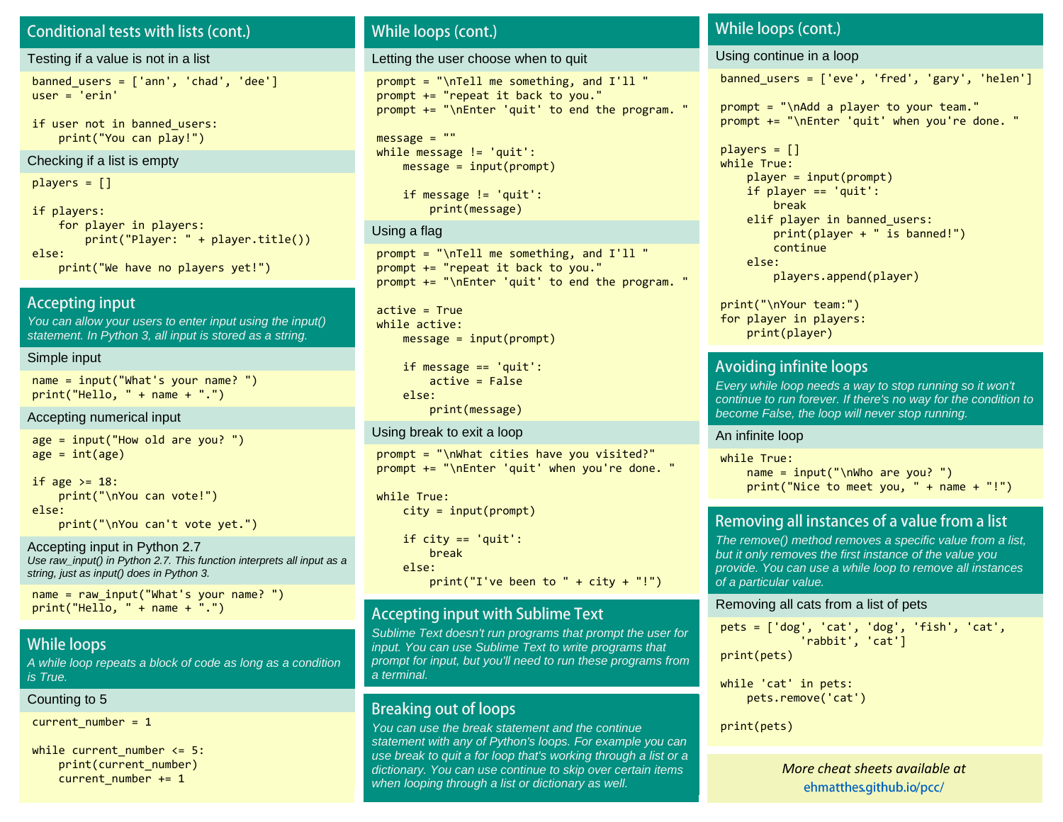## Conditional tests with lists (cont.)

### Testing if a value is not in a list

```
banned_users = ['ann', 'chad', 'dee']
user = 'erin'

if user not in banned_users:
    print("You can play!")
```

### Checking if a list is empty

```
players = []

if players:
    for player in players:
        print("Player: " + player.title())
else:
    print("We have no players yet!")
```

## Accepting input

*You can allow your users to enter input using the input() statement. In Python 3, all input is stored as a string.*

### Simple input

```
name = input("What's your name? ")
print("Hello, " + name + ".")
```

### Accepting numerical input

```
age = input("How old are you? ")
age = int(age)

if age >= 18:
    print("\nYou can vote!")
else:
    print("\nYou can't vote yet.")
```

### Accepting input in Python 2.7

*Use raw_input() in Python 2.7. This function interprets all input as a string, just as input() does in Python 3.*

```
name = raw_input("What's your name? ")
print("Hello, " + name + ".")
```

## While loops

*A while loop repeats a block of code as long as a condition is True.*

### Counting to 5

```
current_number = 1

while current_number <= 5:
    print(current_number)
    current_number += 1
```

## While loops (cont.)

### Letting the user choose when to quit

```
prompt = "\nTell me something, and I'll "
prompt += "repeat it back to you."
prompt += "\nEnter 'quit' to end the program. "

message = ""
while message != 'quit':
    message = input(prompt)

    if message != 'quit':
        print(message)
```

### Using a flag

```
prompt = "\nTell me something, and I'll "
prompt += "repeat it back to you."
prompt += "\nEnter 'quit' to end the program. "

active = True
while active:
    message = input(prompt)

    if message == 'quit':
        active = False
    else:
        print(message)
```

### Using break to exit a loop

```
prompt = "\nWhat cities have you visited?"
prompt += "\nEnter 'quit' when you're done. "

while True:
    city = input(prompt)

    if city == 'quit':
        break
    else:
        print("I've been to " + city + "!")
```

## Accepting input with Sublime Text

*Sublime Text doesn't run programs that prompt the user for input. You can use Sublime Text to write programs that prompt for input, but you'll need to run these programs from a terminal.*

## Breaking out of loops

*You can use the break statement and the continue statement with any of Python's loops. For example you can use break to quit a for loop that's working through a list or a dictionary. You can use continue to skip over certain items when looping through a list or dictionary as well.*

## While loops (cont.)

### Using continue in a loop

```
banned_users = ['eve', 'fred', 'gary', 'helen']

prompt = "\nAdd a player to your team."
prompt += "\nEnter 'quit' when you're done. "

players = []
while True:
    player = input(prompt)
    if player == 'quit':
        break
    elif player in banned_users:
        print(player + " is banned!")
        continue
    else:
        players.append(player)

print("\nYour team:")
for player in players:
    print(player)
```

## Avoiding infinite loops

*Every while loop needs a way to stop running so it won't continue to run forever. If there's no way for the condition to become False, the loop will never stop running.*

### An infinite loop

```
while True:
    name = input("\nWho are you? ")
    print("Nice to meet you, " + name + "!")
```

## Removing all instances of a value from a list

*The remove() method removes a specific value from a list, but it only removes the first instance of the value you provide. You can use a while loop to remove all instances of a particular value.*

### Removing all cats from a list of pets

```
pets = ['dog', 'cat', 'dog', 'fish', 'cat',
            'rabbit', 'cat']
print(pets)

while 'cat' in pets:
    pets.remove('cat')

print(pets)
```

*More cheat sheets available at*
ehmatthes.github.io/pcc/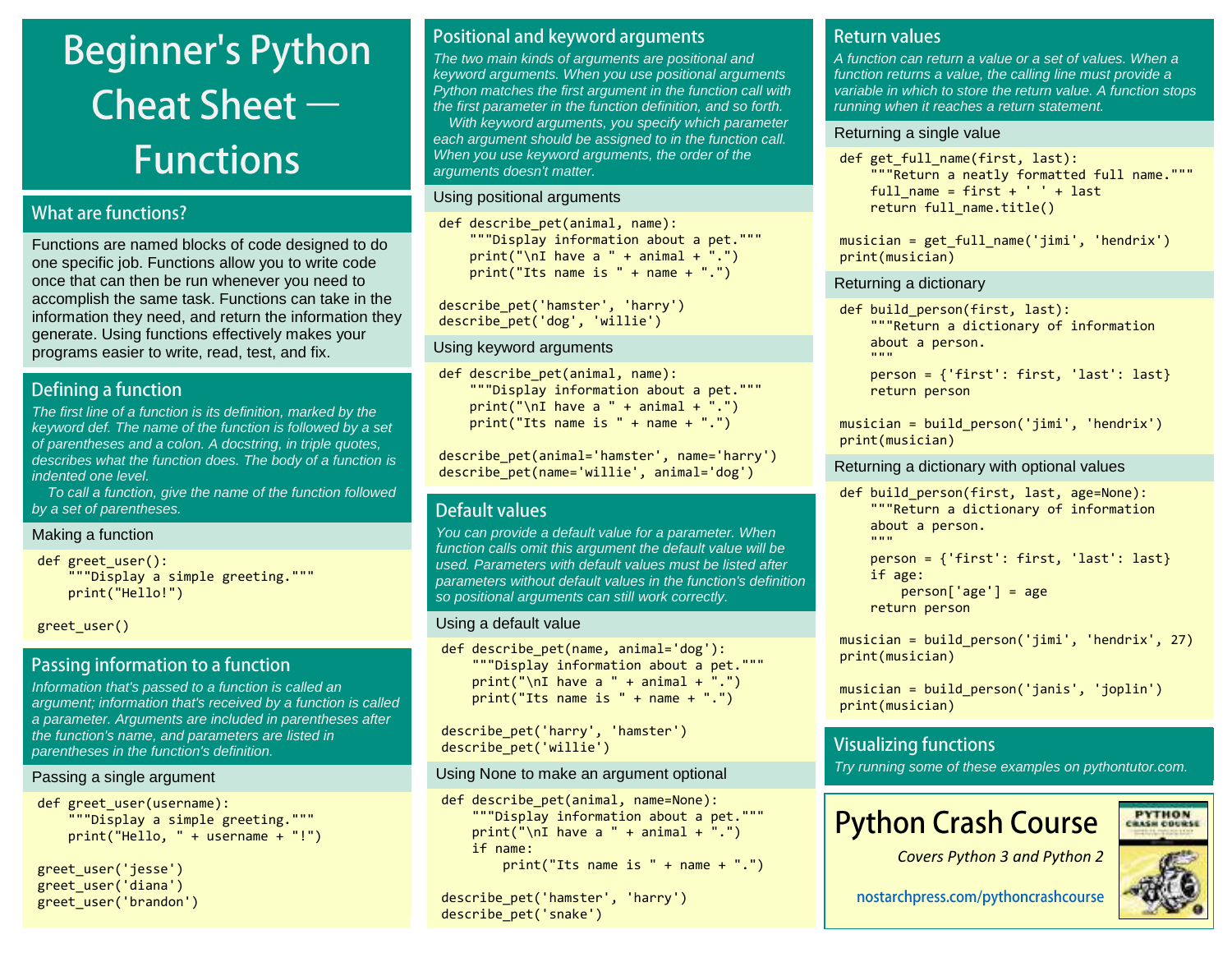# Beginner's Python Cheat Sheet — Functions

## What are functions?

Functions are named blocks of code designed to do one specific job. Functions allow you to write code once that can then be run whenever you need to accomplish the same task. Functions can take in the information they need, and return the information they generate. Using functions effectively makes your programs easier to write, read, test, and fix.

## Defining a function

*The first line of a function is its definition, marked by the keyword def. The name of the function is followed by a set of parentheses and a colon. A docstring, in triple quotes, describes what the function does. The body of a function is indented one level.*

*To call a function, give the name of the function followed by a set of parentheses.*

### Making a function

```
def greet_user():
    """Display a simple greeting."""
    print("Hello!")

greet_user()
```

## Passing information to a function

*Information that's passed to a function is called an argument; information that's received by a function is called a parameter. Arguments are included in parentheses after the function's name, and parameters are listed in parentheses in the function's definition.*

### Passing a single argument

```
def greet_user(username):
    """Display a simple greeting."""
    print("Hello, " + username + "!")

greet_user('jesse')
greet_user('diana')
greet_user('brandon')
```

## Positional and keyword arguments

*The two main kinds of arguments are positional and keyword arguments. When you use positional arguments Python matches the first argument in the function call with the first parameter in the function definition, and so forth.*

*With keyword arguments, you specify which parameter each argument should be assigned to in the function call. When you use keyword arguments, the order of the arguments doesn't matter.*

### Using positional arguments

```
def describe_pet(animal, name):
    """Display information about a pet."""
    print("\nI have a " + animal + ".")
    print("Its name is " + name + ".")

describe_pet('hamster', 'harry')
describe_pet('dog', 'willie')
```

### Using keyword arguments

```
def describe_pet(animal, name):
    """Display information about a pet."""
    print("\nI have a " + animal + ".")
    print("Its name is " + name + ".")

describe_pet(animal='hamster', name='harry')
describe_pet(name='willie', animal='dog')
```

## Default values

*You can provide a default value for a parameter. When function calls omit this argument the default value will be used. Parameters with default values must be listed after parameters without default values in the function's definition so positional arguments can still work correctly.*

### Using a default value

```
def describe_pet(name, animal='dog'):
    """Display information about a pet."""
    print("\nI have a " + animal + ".")
    print("Its name is " + name + ".")

describe_pet('harry', 'hamster')
describe_pet('willie')
```

### Using None to make an argument optional

```
def describe_pet(animal, name=None):
    """Display information about a pet."""
    print("\nI have a " + animal + ".")
    if name:
        print("Its name is " + name + ".")

describe_pet('hamster', 'harry')
describe_pet('snake')
```

## Return values

*A function can return a value or a set of values. When a function returns a value, the calling line must provide a variable in which to store the return value. A function stops running when it reaches a return statement.*

### Returning a single value

```
def get_full_name(first, last):
    """Return a neatly formatted full name."""
    full_name = first + ' ' + last
    return full_name.title()

musician = get_full_name('jimi', 'hendrix')
print(musician)
```

### Returning a dictionary

```
def build_person(first, last):
    """Return a dictionary of information
    about a person.
    """
    person = {'first': first, 'last': last}
    return person

musician = build_person('jimi', 'hendrix')
print(musician)
```

### Returning a dictionary with optional values

```
def build_person(first, last, age=None):
    """Return a dictionary of information
    about a person.
    """
    person = {'first': first, 'last': last}
    if age:
        person['age'] = age
    return person

musician = build_person('jimi', 'hendrix', 27)
print(musician)

musician = build_person('janis', 'joplin')
print(musician)
```

## Visualizing functions

*Try running some of these examples on pythontutor.com.*

**Python Crash Course**

*Covers Python 3 and Python 2*

nostarchpress.com/pythoncrashcourse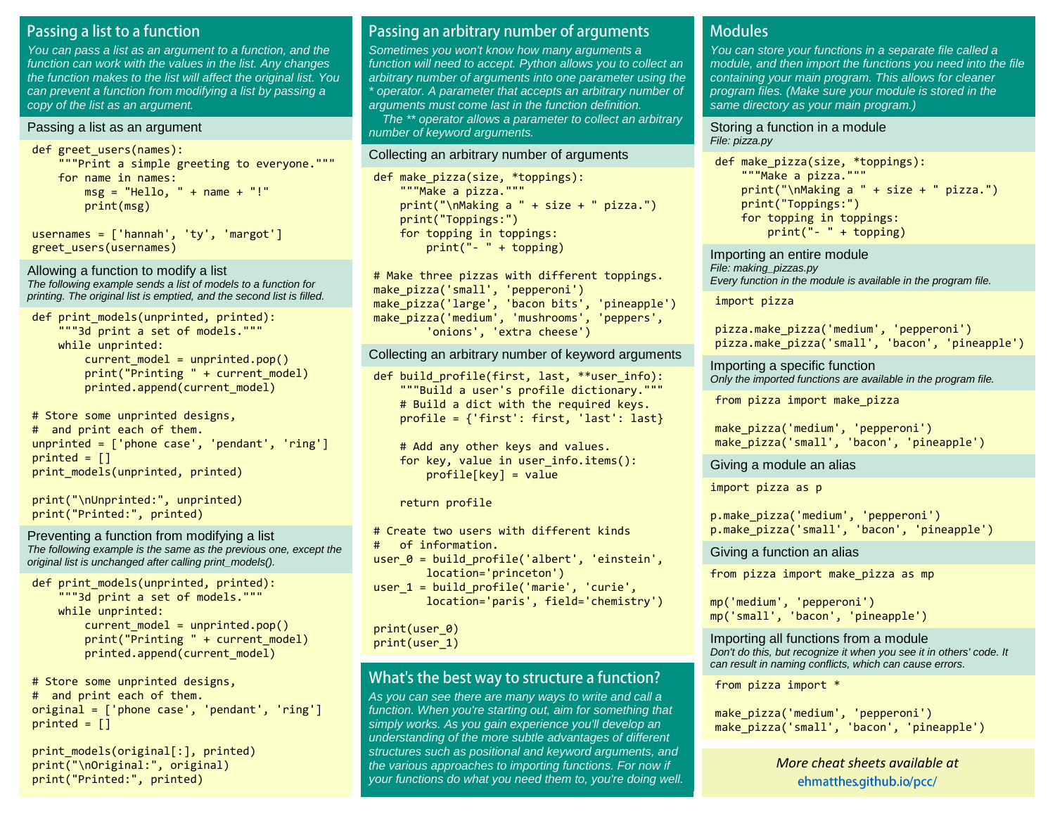## Passing a list to a function

*You can pass a list as an argument to a function, and the function can work with the values in the list. Any changes the function makes to the list will affect the original list. You can prevent a function from modifying a list by passing a copy of the list as an argument.*

### Passing a list as an argument

```
def greet_users(names):
    """Print a simple greeting to everyone."""
    for name in names:
        msg = "Hello, " + name + "!"
        print(msg)

usernames = ['hannah', 'ty', 'margot']
greet_users(usernames)
```

### Allowing a function to modify a list

*The following example sends a list of models to a function for printing. The original list is emptied, and the second list is filled.*

```
def print_models(unprinted, printed):
    """3d print a set of models."""
    while unprinted:
        current_model = unprinted.pop()
        print("Printing " + current_model)
        printed.append(current_model)

# Store some unprinted designs,
#  and print each of them.
unprinted = ['phone case', 'pendant', 'ring']
printed = []
print_models(unprinted, printed)

print("\nUnprinted:", unprinted)
print("Printed:", printed)
```

### Preventing a function from modifying a list

*The following example is the same as the previous one, except the original list is unchanged after calling print_models().*

```
def print_models(unprinted, printed):
    """3d print a set of models."""
    while unprinted:
        current_model = unprinted.pop()
        print("Printing " + current_model)
        printed.append(current_model)

# Store some unprinted designs,
#  and print each of them.
original = ['phone case', 'pendant', 'ring']
printed = []

print_models(original[:], printed)
print("\nOriginal:", original)
print("Printed:", printed)
```

## Passing an arbitrary number of arguments

*Sometimes you won't know how many arguments a function will need to accept. Python allows you to collect an arbitrary number of arguments into one parameter using the * operator. A parameter that accepts an arbitrary number of arguments must come last in the function definition.*

*The ** operator allows a parameter to collect an arbitrary number of keyword arguments.*

### Collecting an arbitrary number of arguments

```
def make_pizza(size, *toppings):
    """Make a pizza."""
    print("\nMaking a " + size + " pizza.")
    print("Toppings:")
    for topping in toppings:
        print("- " + topping)

# Make three pizzas with different toppings.
make_pizza('small', 'pepperoni')
make_pizza('large', 'bacon bits', 'pineapple')
make_pizza('medium', 'mushrooms', 'peppers',
        'onions', 'extra cheese')
```

### Collecting an arbitrary number of keyword arguments

```
def build_profile(first, last, **user_info):
    """Build a user's profile dictionary."""
    # Build a dict with the required keys.
    profile = {'first': first, 'last': last}

    # Add any other keys and values.
    for key, value in user_info.items():
        profile[key] = value

    return profile

# Create two users with different kinds
#   of information.
user_0 = build_profile('albert', 'einstein',
        location='princeton')
user_1 = build_profile('marie', 'curie',
        location='paris', field='chemistry')

print(user_0)
print(user_1)
```

## What's the best way to structure a function?

*As you can see there are many ways to write and call a function. When you're starting out, aim for something that simply works. As you gain experience you'll develop an understanding of the more subtle advantages of different structures such as positional and keyword arguments, and the various approaches to importing functions. For now if your functions do what you need them to, you're doing well.*

## Modules

*You can store your functions in a separate file called a module, and then import the functions you need into the file containing your main program. This allows for cleaner program files. (Make sure your module is stored in the same directory as your main program.)*

### Storing a function in a module

*File: pizza.py*

```
def make_pizza(size, *toppings):
    """Make a pizza."""
    print("\nMaking a " + size + " pizza.")
    print("Toppings:")
    for topping in toppings:
        print("- " + topping)
```

### Importing an entire module

*File: making_pizzas.py*
*Every function in the module is available in the program file.*

```
import pizza

pizza.make_pizza('medium', 'pepperoni')
pizza.make_pizza('small', 'bacon', 'pineapple')
```

### Importing a specific function

*Only the imported functions are available in the program file.*

```
from pizza import make_pizza

make_pizza('medium', 'pepperoni')
make_pizza('small', 'bacon', 'pineapple')
```

### Giving a module an alias

```
import pizza as p

p.make_pizza('medium', 'pepperoni')
p.make_pizza('small', 'bacon', 'pineapple')
```

### Giving a function an alias

```
from pizza import make_pizza as mp

mp('medium', 'pepperoni')
mp('small', 'bacon', 'pineapple')
```

### Importing all functions from a module

*Don't do this, but recognize it when you see it in others' code. It can result in naming conflicts, which can cause errors.*

```
from pizza import *

make_pizza('medium', 'pepperoni')
make_pizza('small', 'bacon', 'pineapple')
```

*More cheat sheets available at*
ehmatthes.github.io/pcc/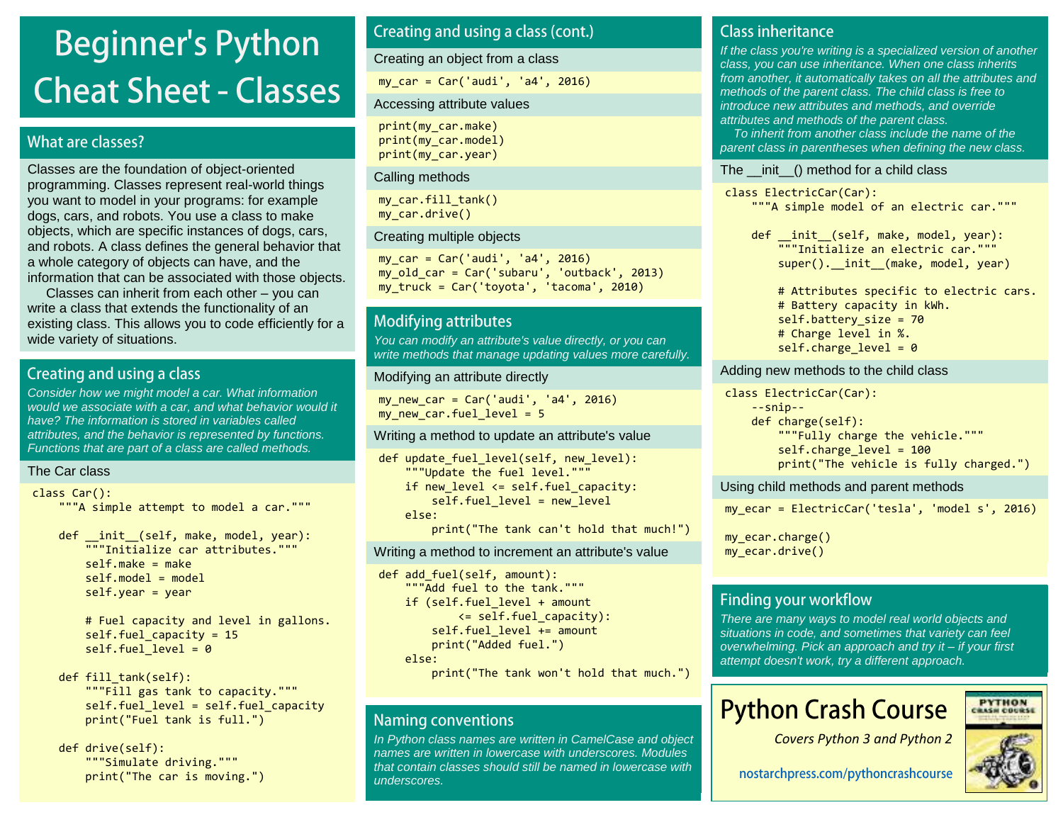# Beginner's Python Cheat Sheet - Classes

## What are classes?

Classes are the foundation of object-oriented programming. Classes represent real-world things you want to model in your programs: for example dogs, cars, and robots. You use a class to make objects, which are specific instances of dogs, cars, and robots. A class defines the general behavior that a whole category of objects can have, and the information that can be associated with those objects.

Classes can inherit from each other – you can write a class that extends the functionality of an existing class. This allows you to code efficiently for a wide variety of situations.

## Creating and using a class

*Consider how we might model a car. What information would we associate with a car, and what behavior would it have? The information is stored in variables called attributes, and the behavior is represented by functions. Functions that are part of a class are called methods.*

### The Car class

```
class Car():
    """A simple attempt to model a car."""

    def __init__(self, make, model, year):
        """Initialize car attributes."""
        self.make = make
        self.model = model
        self.year = year

        # Fuel capacity and level in gallons.
        self.fuel_capacity = 15
        self.fuel_level = 0

    def fill_tank(self):
        """Fill gas tank to capacity."""
        self.fuel_level = self.fuel_capacity
        print("Fuel tank is full.")

    def drive(self):
        """Simulate driving."""
        print("The car is moving.")
```

## Creating and using a class (cont.)

### Creating an object from a class

```
my_car = Car('audi', 'a4', 2016)
```

### Accessing attribute values

```
print(my_car.make)
print(my_car.model)
print(my_car.year)
```

### Calling methods

```
my_car.fill_tank()
my_car.drive()
```

### Creating multiple objects

```
my_car = Car('audi', 'a4', 2016)
my_old_car = Car('subaru', 'outback', 2013)
my_truck = Car('toyota', 'tacoma', 2010)
```

## Modifying attributes

*You can modify an attribute's value directly, or you can write methods that manage updating values more carefully.*

### Modifying an attribute directly

```
my_new_car = Car('audi', 'a4', 2016)
my_new_car.fuel_level = 5
```

### Writing a method to update an attribute's value

```
def update_fuel_level(self, new_level):
    """Update the fuel level."""
    if new_level <= self.fuel_capacity:
        self.fuel_level = new_level
    else:
        print("The tank can't hold that much!")
```

### Writing a method to increment an attribute's value

```
def add_fuel(self, amount):
    """Add fuel to the tank."""
    if (self.fuel_level + amount
            <= self.fuel_capacity):
        self.fuel_level += amount
        print("Added fuel.")
    else:
        print("The tank won't hold that much.")
```

## Naming conventions

*In Python class names are written in CamelCase and object names are written in lowercase with underscores. Modules that contain classes should still be named in lowercase with underscores.*

## Class inheritance

*If the class you're writing is a specialized version of another class, you can use inheritance. When one class inherits from another, it automatically takes on all the attributes and methods of the parent class. The child class is free to introduce new attributes and methods, and override attributes and methods of the parent class.*

*To inherit from another class include the name of the parent class in parentheses when defining the new class.*

### The __init__() method for a child class

```
class ElectricCar(Car):
    """A simple model of an electric car."""

    def __init__(self, make, model, year):
        """Initialize an electric car."""
        super().__init__(make, model, year)

        # Attributes specific to electric cars.
        # Battery capacity in kWh.
        self.battery_size = 70
        # Charge level in %.
        self.charge_level = 0
```

### Adding new methods to the child class

```
class ElectricCar(Car):
    --snip--
    def charge(self):
        """Fully charge the vehicle."""
        self.charge_level = 100
        print("The vehicle is fully charged.")
```

### Using child methods and parent methods

```
my_ecar = ElectricCar('tesla', 'model s', 2016)

my_ecar.charge()
my_ecar.drive()
```

## Finding your workflow

*There are many ways to model real world objects and situations in code, and sometimes that variety can feel overwhelming. Pick an approach and try it – if your first attempt doesn't work, try a different approach.*

## Python Crash Course

*Covers Python 3 and Python 2*

nostarchpress.com/pythoncrashcourse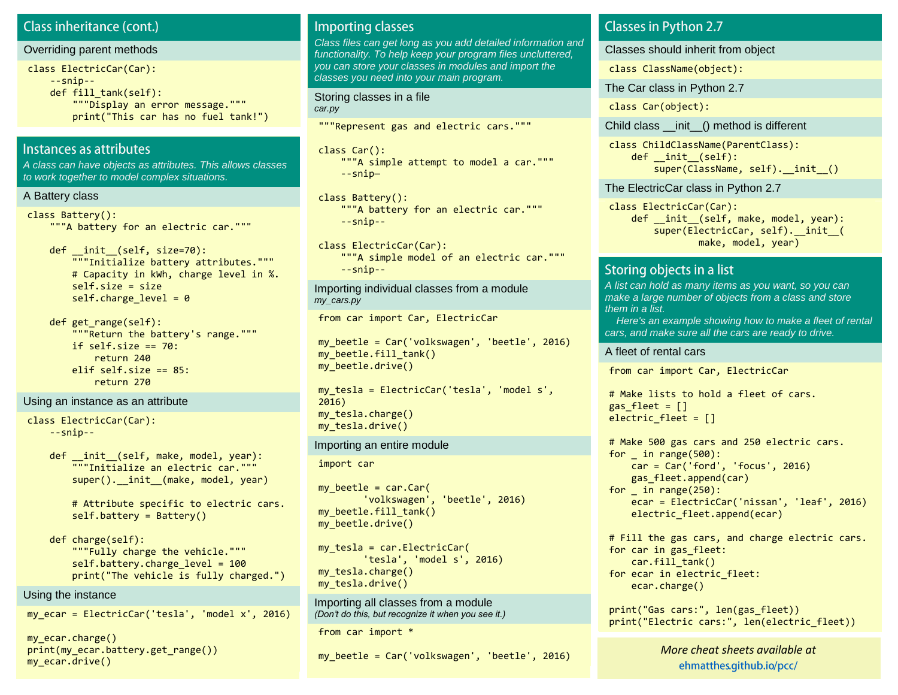## Class inheritance (cont.)

### Overriding parent methods

```
class ElectricCar(Car):
    --snip--
    def fill_tank(self):
        """Display an error message."""
        print("This car has no fuel tank!")
```

## Instances as attributes

*A class can have objects as attributes. This allows classes to work together to model complex situations.*

### A Battery class

```
class Battery():
    """A battery for an electric car."""

    def __init__(self, size=70):
        """Initialize battery attributes."""
        # Capacity in kWh, charge level in %.
        self.size = size
        self.charge_level = 0

    def get_range(self):
        """Return the battery's range."""
        if self.size == 70:
            return 240
        elif self.size == 85:
            return 270
```

### Using an instance as an attribute

```
class ElectricCar(Car):
    --snip--

    def __init__(self, make, model, year):
        """Initialize an electric car."""
        super().__init__(make, model, year)

        # Attribute specific to electric cars.
        self.battery = Battery()

    def charge(self):
        """Fully charge the vehicle."""
        self.battery.charge_level = 100
        print("The vehicle is fully charged.")
```

### Using the instance

```
my_ecar = ElectricCar('tesla', 'model x', 2016)

my_ecar.charge()
print(my_ecar.battery.get_range())
my_ecar.drive()
```

## Importing classes

*Class files can get long as you add detailed information and functionality. To help keep your program files uncluttered, you can store your classes in modules and import the classes you need into your main program.*

### Storing classes in a file

*car.py*

```
"""Represent gas and electric cars."""

class Car():
    """A simple attempt to model a car."""
    --snip—

class Battery():
    """A battery for an electric car."""
    --snip--

class ElectricCar(Car):
    """A simple model of an electric car."""
    --snip--
```

### Importing individual classes from a module

*my_cars.py*

```
from car import Car, ElectricCar

my_beetle = Car('volkswagen', 'beetle', 2016)
my_beetle.fill_tank()
my_beetle.drive()

my_tesla = ElectricCar('tesla', 'model s',
2016)
my_tesla.charge()
my_tesla.drive()
```

### Importing an entire module

```
import car

my_beetle = car.Car(
        'volkswagen', 'beetle', 2016)
my_beetle.fill_tank()
my_beetle.drive()

my_tesla = car.ElectricCar(
        'tesla', 'model s', 2016)
my_tesla.charge()
my_tesla.drive()
```

### Importing all classes from a module

*(Don't do this, but recognize it when you see it.)*

```
from car import *

my_beetle = Car('volkswagen', 'beetle', 2016)
```

## Classes in Python 2.7

### Classes should inherit from object

```
class ClassName(object):
```

### The Car class in Python 2.7

```
class Car(object):
```

### Child class __init__() method is different

```
class ChildClassName(ParentClass):
    def __init__(self):
        super(ClassName, self).__init__()
```

### The ElectricCar class in Python 2.7

```
class ElectricCar(Car):
    def __init__(self, make, model, year):
        super(ElectricCar, self).__init__(
                make, model, year)
```

## Storing objects in a list

*A list can hold as many items as you want, so you can make a large number of objects from a class and store them in a list.*

*Here's an example showing how to make a fleet of rental cars, and make sure all the cars are ready to drive.*

### A fleet of rental cars

```
from car import Car, ElectricCar

# Make lists to hold a fleet of cars.
gas_fleet = []
electric_fleet = []

# Make 500 gas cars and 250 electric cars.
for _ in range(500):
    car = Car('ford', 'focus', 2016)
    gas_fleet.append(car)
for _ in range(250):
    ecar = ElectricCar('nissan', 'leaf', 2016)
    electric_fleet.append(ecar)

# Fill the gas cars, and charge electric cars.
for car in gas_fleet:
    car.fill_tank()
for ecar in electric_fleet:
    ecar.charge()

print("Gas cars:", len(gas_fleet))
print("Electric cars:", len(electric_fleet))
```

*More cheat sheets available at*
ehmatthes.github.io/pcc/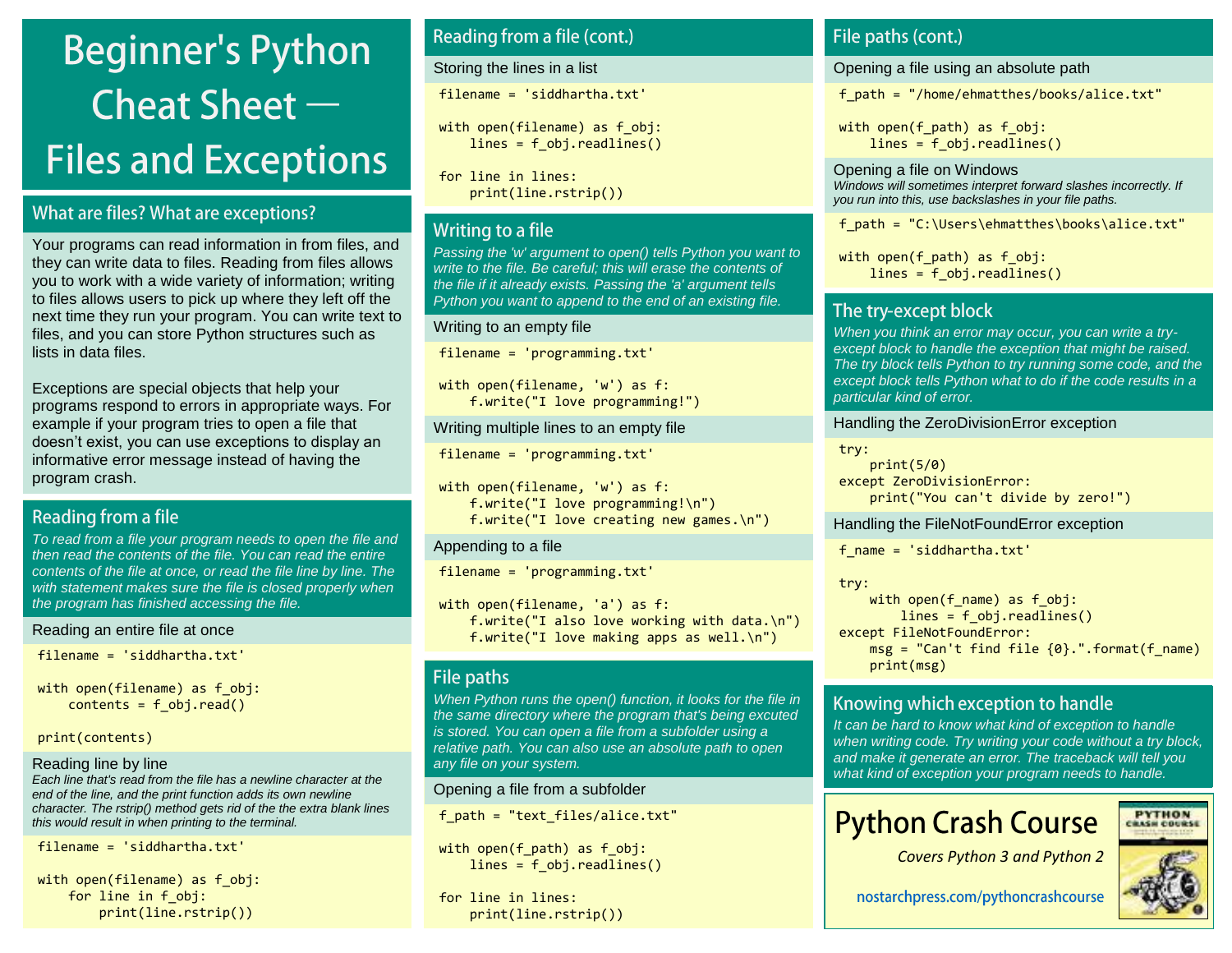# Beginner's Python Cheat Sheet — Files and Exceptions

## What are files? What are exceptions?

Your programs can read information in from files, and they can write data to files. Reading from files allows you to work with a wide variety of information; writing to files allows users to pick up where they left off the next time they run your program. You can write text to files, and you can store Python structures such as lists in data files.

Exceptions are special objects that help your programs respond to errors in appropriate ways. For example if your program tries to open a file that doesn't exist, you can use exceptions to display an informative error message instead of having the program crash.

## Reading from a file

*To read from a file your program needs to open the file and then read the contents of the file. You can read the entire contents of the file at once, or read the file line by line. The with statement makes sure the file is closed properly when the program has finished accessing the file.*

### Reading an entire file at once

```
filename = 'siddhartha.txt'

with open(filename) as f_obj:
    contents = f_obj.read()

print(contents)
```

### Reading line by line

*Each line that's read from the file has a newline character at the end of the line, and the print function adds its own newline character. The rstrip() method gets rid of the the extra blank lines this would result in when printing to the terminal.*

```
filename = 'siddhartha.txt'

with open(filename) as f_obj:
    for line in f_obj:
        print(line.rstrip())
```

## Reading from a file (cont.)

### Storing the lines in a list

```
filename = 'siddhartha.txt'

with open(filename) as f_obj:
    lines = f_obj.readlines()

for line in lines:
    print(line.rstrip())
```

## Writing to a file

*Passing the 'w' argument to open() tells Python you want to write to the file. Be careful; this will erase the contents of the file if it already exists. Passing the 'a' argument tells Python you want to append to the end of an existing file.*

### Writing to an empty file

```
filename = 'programming.txt'

with open(filename, 'w') as f:
    f.write("I love programming!")
```

### Writing multiple lines to an empty file

```
filename = 'programming.txt'

with open(filename, 'w') as f:
    f.write("I love programming!\n")
    f.write("I love creating new games.\n")
```

### Appending to a file

```
filename = 'programming.txt'

with open(filename, 'a') as f:
    f.write("I also love working with data.\n")
    f.write("I love making apps as well.\n")
```

## File paths

*When Python runs the open() function, it looks for the file in the same directory where the program that's being excuted is stored. You can open a file from a subfolder using a relative path. You can also use an absolute path to open any file on your system.*

### Opening a file from a subfolder

```
f_path = "text_files/alice.txt"

with open(f_path) as f_obj:
    lines = f_obj.readlines()

for line in lines:
    print(line.rstrip())
```

## File paths (cont.)

### Opening a file using an absolute path

```
f_path = "/home/ehmatthes/books/alice.txt"

with open(f_path) as f_obj:
    lines = f_obj.readlines()
```

### Opening a file on Windows

*Windows will sometimes interpret forward slashes incorrectly. If you run into this, use backslashes in your file paths.*

```
f_path = "C:\Users\ehmatthes\books\alice.txt"

with open(f_path) as f_obj:
    lines = f_obj.readlines()
```

## The try-except block

*When you think an error may occur, you can write a try-except block to handle the exception that might be raised. The try block tells Python to try running some code, and the except block tells Python what to do if the code results in a particular kind of error.*

### Handling the ZeroDivisionError exception

```
try:
    print(5/0)
except ZeroDivisionError:
    print("You can't divide by zero!")
```

### Handling the FileNotFoundError exception

```
f_name = 'siddhartha.txt'

try:
    with open(f_name) as f_obj:
        lines = f_obj.readlines()
except FileNotFoundError:
    msg = "Can't find file {0}.".format(f_name)
    print(msg)
```

## Knowing which exception to handle

*It can be hard to know what kind of exception to handle when writing code. Try writing your code without a try block, and make it generate an error. The traceback will tell you what kind of exception your program needs to handle.*

## Python Crash Course

*Covers Python 3 and Python 2*

nostarchpress.com/pythoncrashcourse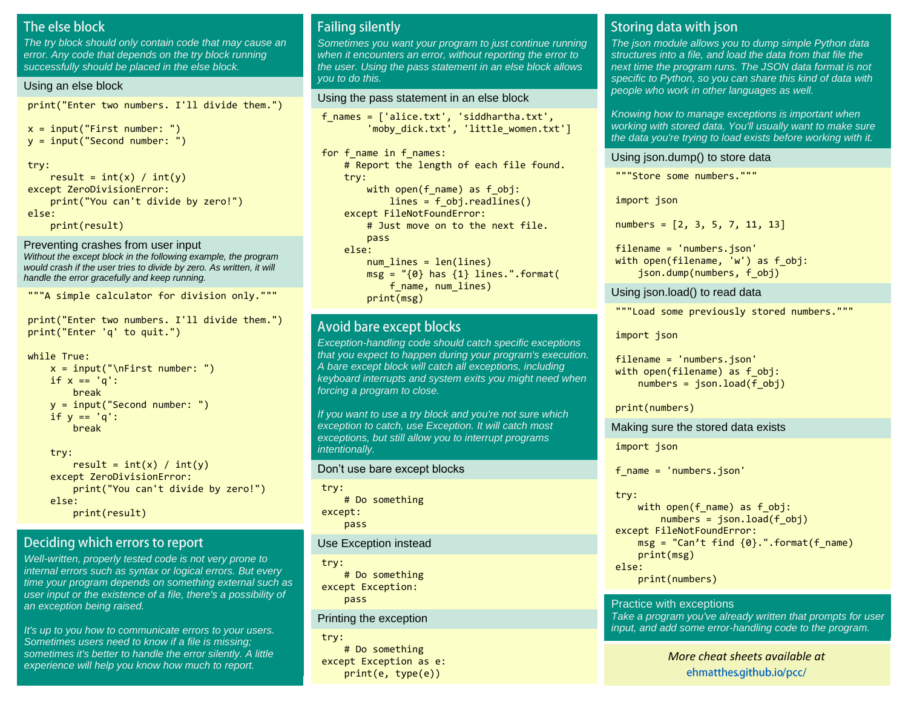## The else block

*The try block should only contain code that may cause an error. Any code that depends on the try block running successfully should be placed in the else block.*

### Using an else block

```
print("Enter two numbers. I'll divide them.")

x = input("First number: ")
y = input("Second number: ")

try:
    result = int(x) / int(y)
except ZeroDivisionError:
    print("You can't divide by zero!")
else:
    print(result)
```

### Preventing crashes from user input

*Without the except block in the following example, the program would crash if the user tries to divide by zero. As written, it will handle the error gracefully and keep running.*

```
"""A simple calculator for division only."""

print("Enter two numbers. I'll divide them.")
print("Enter 'q' to quit.")

while True:
    x = input("\nFirst number: ")
    if x == 'q':
        break
    y = input("Second number: ")
    if y == 'q':
        break

    try:
        result = int(x) / int(y)
    except ZeroDivisionError:
        print("You can't divide by zero!")
    else:
        print(result)
```

## Deciding which errors to report

*Well-written, properly tested code is not very prone to internal errors such as syntax or logical errors. But every time your program depends on something external such as user input or the existence of a file, there's a possibility of an exception being raised.*

*It's up to you how to communicate errors to your users. Sometimes users need to know if a file is missing; sometimes it's better to handle the error silently. A little experience will help you know how much to report.*

## Failing silently

*Sometimes you want your program to just continue running when it encounters an error, without reporting the error to the user. Using the pass statement in an else block allows you to do this.*

### Using the pass statement in an else block

```
f_names = ['alice.txt', 'siddhartha.txt',
        'moby_dick.txt', 'little_women.txt']

for f_name in f_names:
    # Report the length of each file found.
    try:
        with open(f_name) as f_obj:
            lines = f_obj.readlines()
    except FileNotFoundError:
        # Just move on to the next file.
        pass
    else:
        num_lines = len(lines)
        msg = "{0} has {1} lines.".format(
            f_name, num_lines)
        print(msg)
```

## Avoid bare except blocks

*Exception-handling code should catch specific exceptions that you expect to happen during your program's execution. A bare except block will catch all exceptions, including keyboard interrupts and system exits you might need when forcing a program to close.*

*If you want to use a try block and you're not sure which exception to catch, use Exception. It will catch most exceptions, but still allow you to interrupt programs intentionally.*

### Don't use bare except blocks

```
try:
    # Do something
except:
    pass
```

### Use Exception instead

```
try:
    # Do something
except Exception:
    pass
```

### Printing the exception

```
try:
    # Do something
except Exception as e:
    print(e, type(e))
```

## Storing data with json

*The json module allows you to dump simple Python data structures into a file, and load the data from that file the next time the program runs. The JSON data format is not specific to Python, so you can share this kind of data with people who work in other languages as well.*

*Knowing how to manage exceptions is important when working with stored data. You'll usually want to make sure the data you're trying to load exists before working with it.*

### Using json.dump() to store data

```
"""Store some numbers."""

import json

numbers = [2, 3, 5, 7, 11, 13]

filename = 'numbers.json'
with open(filename, 'w') as f_obj:
    json.dump(numbers, f_obj)
```

### Using json.load() to read data

```
"""Load some previously stored numbers."""

import json

filename = 'numbers.json'
with open(filename) as f_obj:
    numbers = json.load(f_obj)

print(numbers)
```

### Making sure the stored data exists

```
import json

f_name = 'numbers.json'

try:
    with open(f_name) as f_obj:
        numbers = json.load(f_obj)
except FileNotFoundError:
    msg = "Can’t find {0}.".format(f_name)
    print(msg)
else:
    print(numbers)
```

### Practice with exceptions

*Take a program you've already written that prompts for user input, and add some error-handling code to the program.*

*More cheat sheets available at*
ehmatthes.github.io/pcc/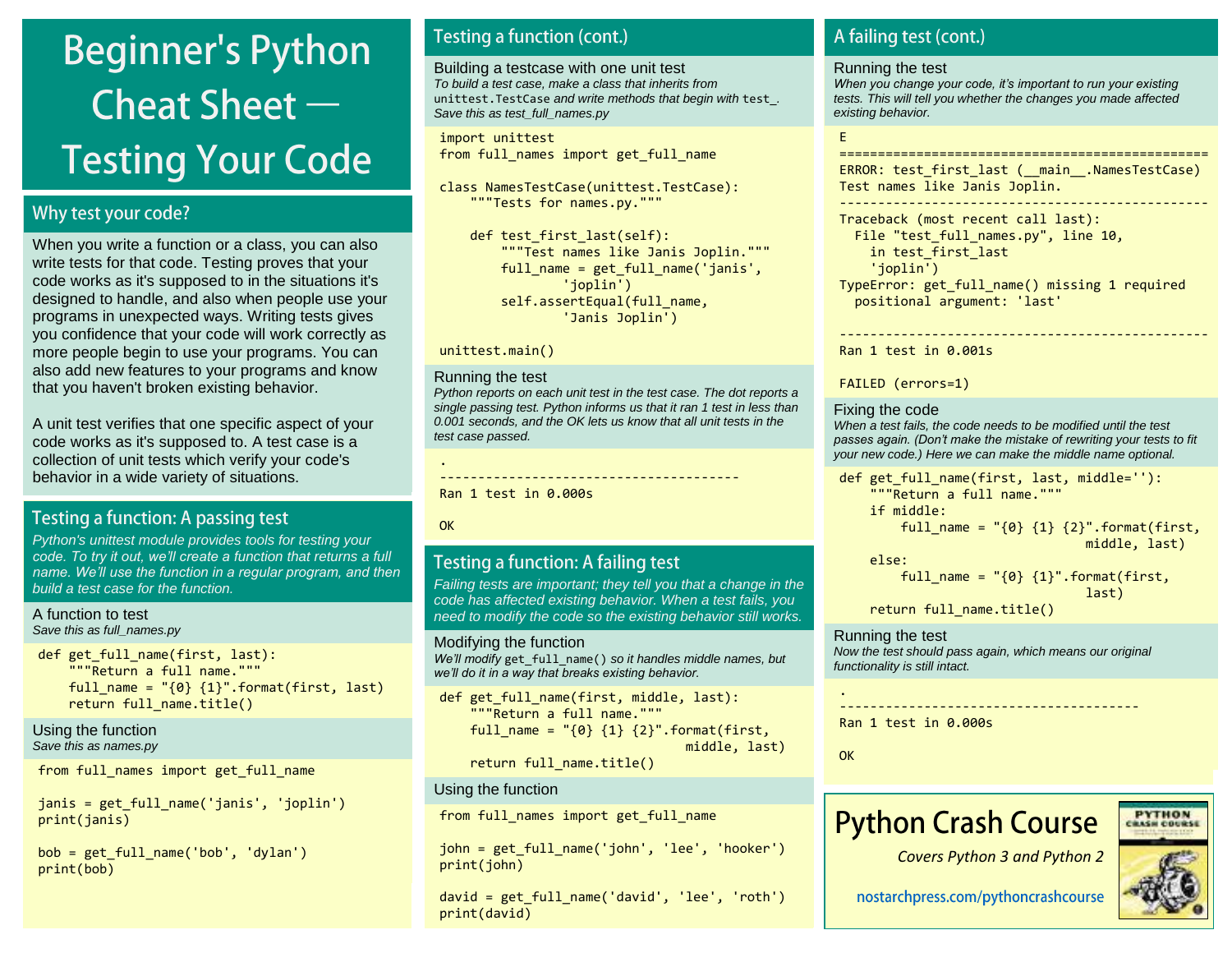# Beginner's Python Cheat Sheet — Testing Your Code

## Why test your code?

When you write a function or a class, you can also write tests for that code. Testing proves that your code works as it's supposed to in the situations it's designed to handle, and also when people use your programs in unexpected ways. Writing tests gives you confidence that your code will work correctly as more people begin to use your programs. You can also add new features to your programs and know that you haven't broken existing behavior.

A unit test verifies that one specific aspect of your code works as it's supposed to. A test case is a collection of unit tests which verify your code's behavior in a wide variety of situations.

## Testing a function: A passing test

*Python's unittest module provides tools for testing your code. To try it out, we'll create a function that returns a full name. We'll use the function in a regular program, and then build a test case for the function.*

### A function to test

*Save this as full_names.py*

```
def get_full_name(first, last):
    """Return a full name."""
    full_name = "{0} {1}".format(first, last)
    return full_name.title()
```

### Using the function

*Save this as names.py*

```
from full_names import get_full_name

janis = get_full_name('janis', 'joplin')
print(janis)

bob = get_full_name('bob', 'dylan')
print(bob)
```

## Testing a function (cont.)

### Building a testcase with one unit test

*To build a test case, make a class that inherits from `unittest.TestCase` and write methods that begin with `test_`. Save this as test_full_names.py*

```
import unittest
from full_names import get_full_name

class NamesTestCase(unittest.TestCase):
    """Tests for names.py."""

    def test_first_last(self):
        """Test names like Janis Joplin."""
        full_name = get_full_name('janis',
                'joplin')
        self.assertEqual(full_name,
                'Janis Joplin')

unittest.main()
```

### Running the test

*Python reports on each unit test in the test case. The dot reports a single passing test. Python informs us that it ran 1 test in less than 0.001 seconds, and the OK lets us know that all unit tests in the test case passed.*

```
.
---------------------------------------
Ran 1 test in 0.000s

OK
```

## Testing a function: A failing test

*Failing tests are important; they tell you that a change in the code has affected existing behavior. When a test fails, you need to modify the code so the existing behavior still works.*

### Modifying the function

*We'll modify `get_full_name()` so it handles middle names, but we'll do it in a way that breaks existing behavior.*

```
def get_full_name(first, middle, last):
    """Return a full name."""
    full_name = "{0} {1} {2}".format(first,
                                middle, last)
    return full_name.title()
```

### Using the function

```
from full_names import get_full_name

john = get_full_name('john', 'lee', 'hooker')
print(john)

david = get_full_name('david', 'lee', 'roth')
print(david)
```

## A failing test (cont.)

### Running the test

*When you change your code, it's important to run your existing tests. This will tell you whether the changes you made affected existing behavior.*

```
E
================================================
ERROR: test_first_last (__main__.NamesTestCase)
Test names like Janis Joplin.
------------------------------------------------
Traceback (most recent call last):
  File "test_full_names.py", line 10,
    in test_first_last
    'joplin')
TypeError: get_full_name() missing 1 required
  positional argument: 'last'

------------------------------------------------
Ran 1 test in 0.001s

FAILED (errors=1)
```

### Fixing the code

*When a test fails, the code needs to be modified until the test passes again. (Don't make the mistake of rewriting your tests to fit your new code.) Here we can make the middle name optional.*

```
def get_full_name(first, last, middle=''):
    """Return a full name."""
    if middle:
        full_name = "{0} {1} {2}".format(first,
                                middle, last)
    else:
        full_name = "{0} {1}".format(first,
                                last)
    return full_name.title()
```

### Running the test

*Now the test should pass again, which means our original functionality is still intact.*

```
.
---------------------------------------
Ran 1 test in 0.000s

OK
```

**Python Crash Course**

*Covers Python 3 and Python 2*

nostarchpress.com/pythoncrashcourse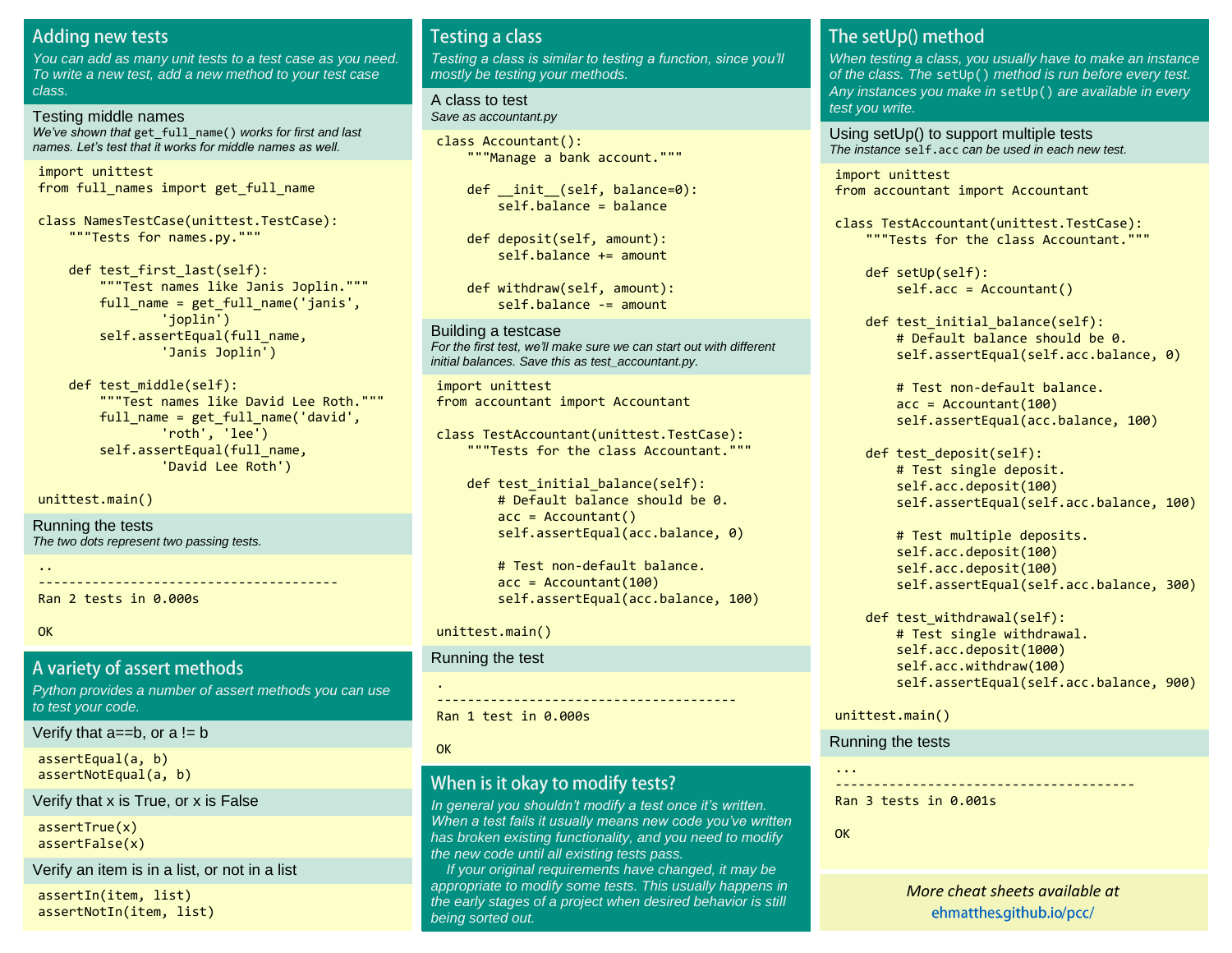## Adding new tests

*You can add as many unit tests to a test case as you need. To write a new test, add a new method to your test case class.*

### Testing middle names

*We've shown that `get_full_name()` works for first and last names. Let's test that it works for middle names as well.*

```
import unittest
from full_names import get_full_name

class NamesTestCase(unittest.TestCase):
    """Tests for names.py."""

    def test_first_last(self):
        """Test names like Janis Joplin."""
        full_name = get_full_name('janis',
                'joplin')
        self.assertEqual(full_name,
                'Janis Joplin')

    def test_middle(self):
        """Test names like David Lee Roth."""
        full_name = get_full_name('david',
                'roth', 'lee')
        self.assertEqual(full_name,
                'David Lee Roth')

unittest.main()
```

### Running the tests

*The two dots represent two passing tests.*

```
..
---------------------------------------
Ran 2 tests in 0.000s

OK
```

## A variety of assert methods

*Python provides a number of assert methods you can use to test your code.*

### Verify that a==b, or a != b

```
assertEqual(a, b)
assertNotEqual(a, b)
```

### Verify that x is True, or x is False

```
assertTrue(x)
assertFalse(x)
```

### Verify an item is in a list, or not in a list

```
assertIn(item, list)
assertNotIn(item, list)
```

## Testing a class

*Testing a class is similar to testing a function, since you'll mostly be testing your methods.*

### A class to test

*Save as accountant.py*

```
class Accountant():
    """Manage a bank account."""

    def __init__(self, balance=0):
        self.balance = balance

    def deposit(self, amount):
        self.balance += amount

    def withdraw(self, amount):
        self.balance -= amount
```

### Building a testcase

*For the first test, we'll make sure we can start out with different initial balances. Save this as test_accountant.py.*

```
import unittest
from accountant import Accountant

class TestAccountant(unittest.TestCase):
    """Tests for the class Accountant."""

    def test_initial_balance(self):
        # Default balance should be 0.
        acc = Accountant()
        self.assertEqual(acc.balance, 0)

        # Test non-default balance.
        acc = Accountant(100)
        self.assertEqual(acc.balance, 100)

unittest.main()
```

### Running the test

```
.
---------------------------------------
Ran 1 test in 0.000s

OK
```

## When is it okay to modify tests?

*In general you shouldn't modify a test once it's written. When a test fails it usually means new code you've written has broken existing functionality, and you need to modify the new code until all existing tests pass.*

*If your original requirements have changed, it may be appropriate to modify some tests. This usually happens in the early stages of a project when desired behavior is still being sorted out.*

## The setUp() method

*When testing a class, you usually have to make an instance of the class. The `setUp()` method is run before every test. Any instances you make in `setUp()` are available in every test you write.*

### Using setUp() to support multiple tests

*The instance `self.acc` can be used in each new test.*

```
import unittest
from accountant import Accountant

class TestAccountant(unittest.TestCase):
    """Tests for the class Accountant."""

    def setUp(self):
        self.acc = Accountant()

    def test_initial_balance(self):
        # Default balance should be 0.
        self.assertEqual(self.acc.balance, 0)

        # Test non-default balance.
        acc = Accountant(100)
        self.assertEqual(acc.balance, 100)

    def test_deposit(self):
        # Test single deposit.
        self.acc.deposit(100)
        self.assertEqual(self.acc.balance, 100)

        # Test multiple deposits.
        self.acc.deposit(100)
        self.acc.deposit(100)
        self.assertEqual(self.acc.balance, 300)

    def test_withdrawal(self):
        # Test single withdrawal.
        self.acc.deposit(1000)
        self.acc.withdraw(100)
        self.assertEqual(self.acc.balance, 900)

unittest.main()
```

### Running the tests

```
...
---------------------------------------
Ran 3 tests in 0.001s

OK
```

*More cheat sheets available at*
ehmatthes.github.io/pcc/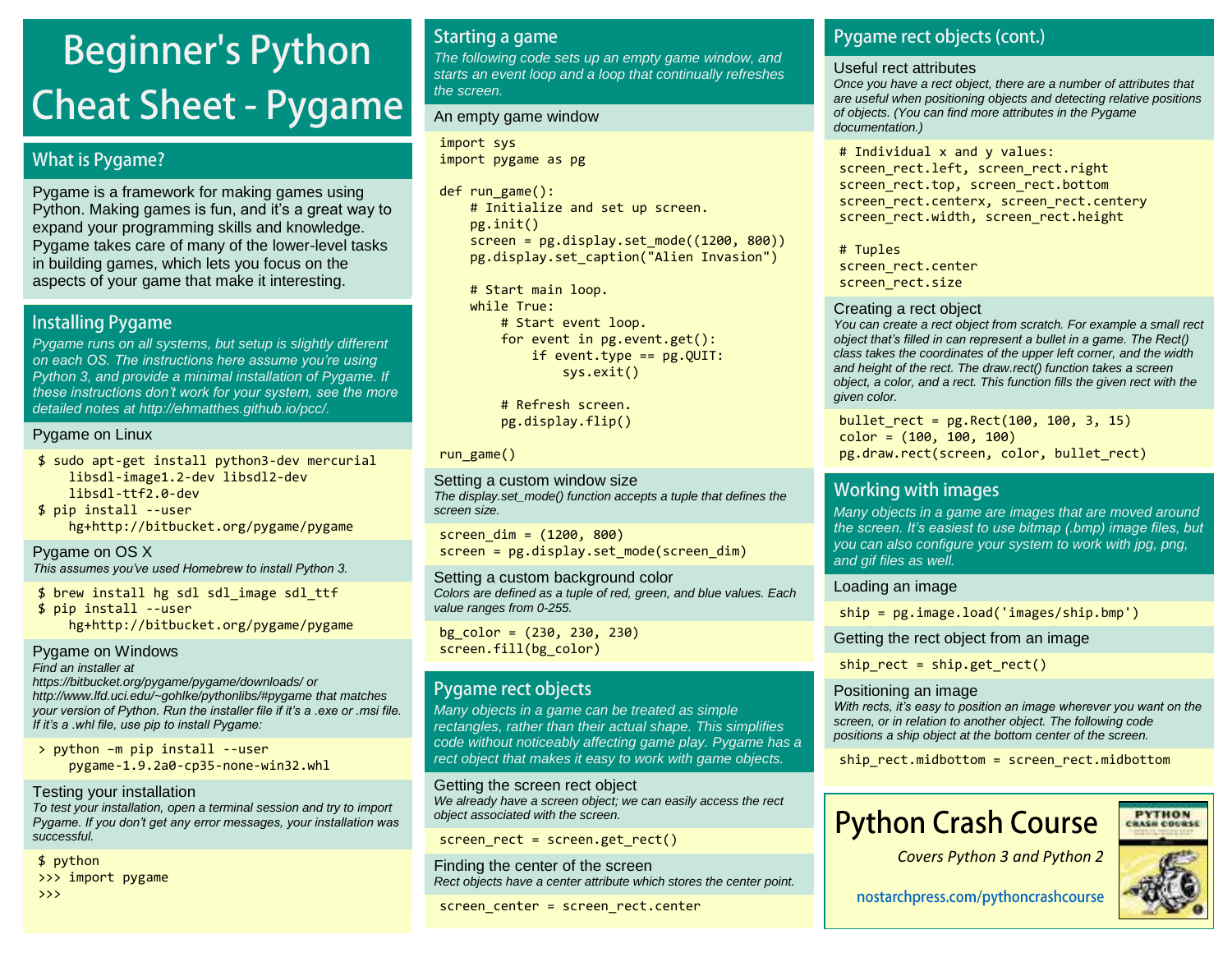# Beginner's Python Cheat Sheet - Pygame

## What is Pygame?

Pygame is a framework for making games using Python. Making games is fun, and it's a great way to expand your programming skills and knowledge. Pygame takes care of many of the lower-level tasks in building games, which lets you focus on the aspects of your game that make it interesting.

## Installing Pygame

*Pygame runs on all systems, but setup is slightly different on each OS. The instructions here assume you're using Python 3, and provide a minimal installation of Pygame. If these instructions don't work for your system, see the more detailed notes at http://ehmatthes.github.io/pcc/.*

### Pygame on Linux

```
$ sudo apt-get install python3-dev mercurial
    libsdl-image1.2-dev libsdl2-dev
    libsdl-ttf2.0-dev
$ pip install --user
    hg+http://bitbucket.org/pygame/pygame
```

### Pygame on OS X

*This assumes you've used Homebrew to install Python 3.*

```
$ brew install hg sdl sdl_image sdl_ttf
$ pip install --user
    hg+http://bitbucket.org/pygame/pygame
```

### Pygame on Windows

*Find an installer at https://bitbucket.org/pygame/pygame/downloads/ or http://www.lfd.uci.edu/~gohlke/pythonlibs/#pygame that matches your version of Python. Run the installer file if it's a .exe or .msi file. If it's a .whl file, use pip to install Pygame:*

```
> python –m pip install --user
    pygame-1.9.2a0-cp35-none-win32.whl
```

### Testing your installation

*To test your installation, open a terminal session and try to import Pygame. If you don't get any error messages, your installation was successful.*

```
$ python
>>> import pygame
>>>
```

## Starting a game

*The following code sets up an empty game window, and starts an event loop and a loop that continually refreshes the screen.*

### An empty game window

```
import sys
import pygame as pg

def run_game():
    # Initialize and set up screen.
    pg.init()
    screen = pg.display.set_mode((1200, 800))
    pg.display.set_caption("Alien Invasion")

    # Start main loop.
    while True:
        # Start event loop.
        for event in pg.event.get():
            if event.type == pg.QUIT:
                sys.exit()

        # Refresh screen.
        pg.display.flip()

run_game()
```

### Setting a custom window size

*The display.set_mode() function accepts a tuple that defines the screen size.*

```
screen_dim = (1200, 800)
screen = pg.display.set_mode(screen_dim)
```

### Setting a custom background color

*Colors are defined as a tuple of red, green, and blue values. Each value ranges from 0-255.*

```
bg_color = (230, 230, 230)
screen.fill(bg_color)
```

## Pygame rect objects

*Many objects in a game can be treated as simple rectangles, rather than their actual shape. This simplifies code without noticeably affecting game play. Pygame has a rect object that makes it easy to work with game objects.*

### Getting the screen rect object

*We already have a screen object; we can easily access the rect object associated with the screen.*

```
screen_rect = screen.get_rect()
```

### Finding the center of the screen

*Rect objects have a center attribute which stores the center point.*

```
screen_center = screen_rect.center
```

## Pygame rect objects (cont.)

### Useful rect attributes

*Once you have a rect object, there are a number of attributes that are useful when positioning objects and detecting relative positions of objects. (You can find more attributes in the Pygame documentation.)*

```
# Individual x and y values:
screen_rect.left, screen_rect.right
screen_rect.top, screen_rect.bottom
screen_rect.centerx, screen_rect.centery
screen_rect.width, screen_rect.height

# Tuples
screen_rect.center
screen_rect.size
```

### Creating a rect object

*You can create a rect object from scratch. For example a small rect object that's filled in can represent a bullet in a game. The Rect() class takes the coordinates of the upper left corner, and the width and height of the rect. The draw.rect() function takes a screen object, a color, and a rect. This function fills the given rect with the given color.*

```
bullet_rect = pg.Rect(100, 100, 3, 15)
color = (100, 100, 100)
pg.draw.rect(screen, color, bullet_rect)
```

## Working with images

*Many objects in a game are images that are moved around the screen. It's easiest to use bitmap (.bmp) image files, but you can also configure your system to work with jpg, png, and gif files as well.*

### Loading an image

```
ship = pg.image.load('images/ship.bmp')
```

### Getting the rect object from an image

```
ship_rect = ship.get_rect()
```

### Positioning an image

*With rects, it's easy to position an image wherever you want on the screen, or in relation to another object. The following code positions a ship object at the bottom center of the screen.*

```
ship_rect.midbottom = screen_rect.midbottom
```

**Python Crash Course**

*Covers Python 3 and Python 2*

nostarchpress.com/pythoncrashcourse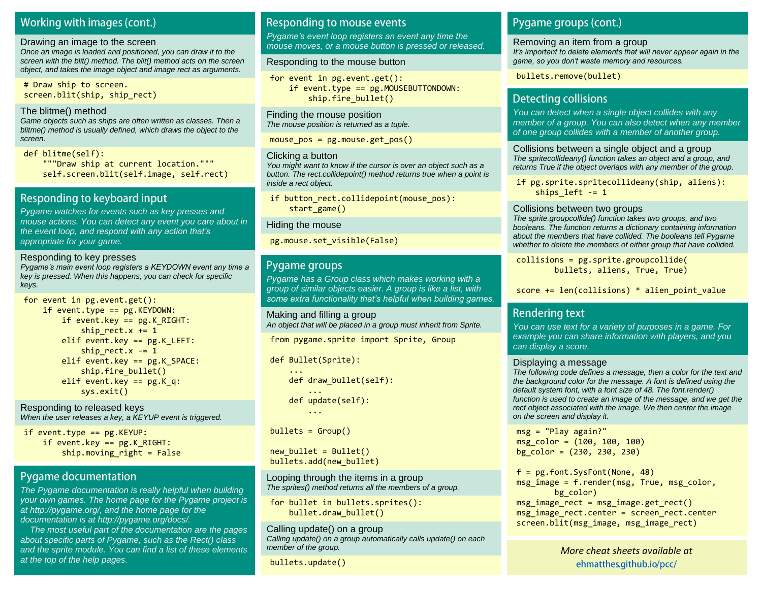## Working with images (cont.)

### Drawing an image to the screen

*Once an image is loaded and positioned, you can draw it to the screen with the blit() method. The blit() method acts on the screen object, and takes the image object and image rect as arguments.*

```
# Draw ship to screen.
screen.blit(ship, ship_rect)
```

### The blitme() method

*Game objects such as ships are often written as classes. Then a blitme() method is usually defined, which draws the object to the screen.*

```
def blitme(self):
    """Draw ship at current location."""
    self.screen.blit(self.image, self.rect)
```

## Responding to keyboard input

*Pygame watches for events such as key presses and mouse actions. You can detect any event you care about in the event loop, and respond with any action that's appropriate for your game.*

### Responding to key presses

*Pygame's main event loop registers a KEYDOWN event any time a key is pressed. When this happens, you can check for specific keys.*

```
for event in pg.event.get():
    if event.type == pg.KEYDOWN:
        if event.key == pg.K_RIGHT:
            ship_rect.x += 1
        elif event.key == pg.K_LEFT:
            ship_rect.x -= 1
        elif event.key == pg.K_SPACE:
            ship.fire_bullet()
        elif event.key == pg.K_q:
            sys.exit()
```

### Responding to released keys

*When the user releases a key, a KEYUP event is triggered.*

```
if event.type == pg.KEYUP:
    if event.key == pg.K_RIGHT:
        ship.moving_right = False
```

## Pygame documentation

*The Pygame documentation is really helpful when building your own games. The home page for the Pygame project is at http://pygame.org/, and the home page for the documentation is at http://pygame.org/docs/.*

*The most useful part of the documentation are the pages about specific parts of Pygame, such as the Rect() class and the sprite module. You can find a list of these elements at the top of the help pages.*

## Responding to mouse events

*Pygame's event loop registers an event any time the mouse moves, or a mouse button is pressed or released.*

### Responding to the mouse button

```
for event in pg.event.get():
    if event.type == pg.MOUSEBUTTONDOWN:
        ship.fire_bullet()
```

### Finding the mouse position

*The mouse position is returned as a tuple.*

```
mouse_pos = pg.mouse.get_pos()
```

### Clicking a button

*You might want to know if the cursor is over an object such as a button. The rect.collidepoint() method returns true when a point is inside a rect object.*

```
if button_rect.collidepoint(mouse_pos):
    start_game()
```

### Hiding the mouse

```
pg.mouse.set_visible(False)
```

## Pygame groups

*Pygame has a Group class which makes working with a group of similar objects easier. A group is like a list, with some extra functionality that's helpful when building games.*

### Making and filling a group

*An object that will be placed in a group must inherit from Sprite.*

```
from pygame.sprite import Sprite, Group

def Bullet(Sprite):
    ...
    def draw_bullet(self):
        ...
    def update(self):
        ...

bullets = Group()

new_bullet = Bullet()
bullets.add(new_bullet)
```

### Looping through the items in a group

*The sprites() method returns all the members of a group.*

```
for bullet in bullets.sprites():
    bullet.draw_bullet()
```

### Calling update() on a group

*Calling update() on a group automatically calls update() on each member of the group.*

```
bullets.update()
```

## Pygame groups (cont.)

### Removing an item from a group

*It's important to delete elements that will never appear again in the game, so you don't waste memory and resources.*

```
bullets.remove(bullet)
```

## Detecting collisions

*You can detect when a single object collides with any member of a group. You can also detect when any member of one group collides with a member of another group.*

### Collisions between a single object and a group

*The spritecollideany() function takes an object and a group, and returns True if the object overlaps with any member of the group.*

```
if pg.sprite.spritecollideany(ship, aliens):
    ships_left -= 1
```

### Collisions between two groups

*The sprite.groupcollide() function takes two groups, and two booleans. The function returns a dictionary containing information about the members that have collided. The booleans tell Pygame whether to delete the members of either group that have collided.*

```
collisions = pg.sprite.groupcollide(
        bullets, aliens, True, True)

score += len(collisions) * alien_point_value
```

## Rendering text

*You can use text for a variety of purposes in a game. For example you can share information with players, and you can display a score.*

### Displaying a message

*The following code defines a message, then a color for the text and the background color for the message. A font is defined using the default system font, with a font size of 48. The font.render() function is used to create an image of the message, and we get the rect object associated with the image. We then center the image on the screen and display it.*

```
msg = "Play again?"
msg_color = (100, 100, 100)
bg_color = (230, 230, 230)

f = pg.font.SysFont(None, 48)
msg_image = f.render(msg, True, msg_color,
        bg_color)
msg_image_rect = msg_image.get_rect()
msg_image_rect.center = screen_rect.center
screen.blit(msg_image, msg_image_rect)
```

*More cheat sheets available at*
ehmatthes.github.io/pcc/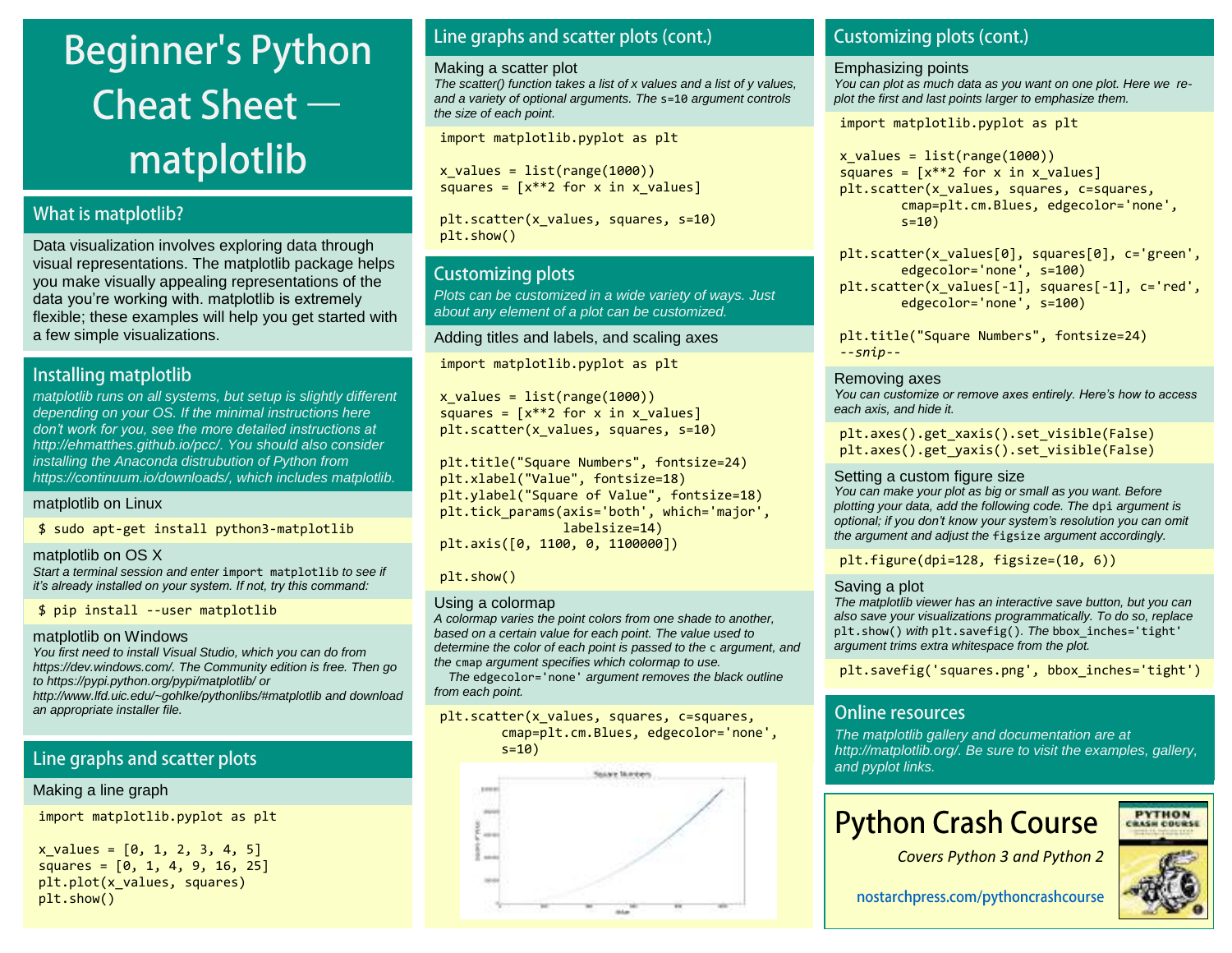# Beginner's Python Cheat Sheet — matplotlib

## What is matplotlib?

Data visualization involves exploring data through visual representations. The matplotlib package helps you make visually appealing representations of the data you're working with. matplotlib is extremely flexible; these examples will help you get started with a few simple visualizations.

## Installing matplotlib

*matplotlib runs on all systems, but setup is slightly different depending on your OS. If the minimal instructions here don't work for you, see the more detailed instructions at http://ehmatthes.github.io/pcc/. You should also consider installing the Anaconda distrubution of Python from https://continuum.io/downloads/, which includes matplotlib.*

### matplotlib on Linux

```
$ sudo apt-get install python3-matplotlib
```

### matplotlib on OS X

*Start a terminal session and enter* `import matplotlib` *to see if it's already installed on your system. If not, try this command:*

```
$ pip install --user matplotlib
```

### matplotlib on Windows

*You first need to install Visual Studio, which you can do from https://dev.windows.com/. The Community edition is free. Then go to https://pypi.python.org/pypi/matplotlib/ or http://www.lfd.uic.edu/~gohlke/pythonlibs/#matplotlib and download an appropriate installer file.*

## Line graphs and scatter plots

### Making a line graph

```
import matplotlib.pyplot as plt

x_values = [0, 1, 2, 3, 4, 5]
squares = [0, 1, 4, 9, 16, 25]
plt.plot(x_values, squares)
plt.show()
```

## Line graphs and scatter plots (cont.)

### Making a scatter plot

*The scatter() function takes a list of x values and a list of y values, and a variety of optional arguments. The* `s=10` *argument controls the size of each point.*

```
import matplotlib.pyplot as plt

x_values = list(range(1000))
squares = [x**2 for x in x_values]

plt.scatter(x_values, squares, s=10)
plt.show()
```

## Customizing plots

*Plots can be customized in a wide variety of ways. Just about any element of a plot can be customized.*

### Adding titles and labels, and scaling axes

```
import matplotlib.pyplot as plt

x_values = list(range(1000))
squares = [x**2 for x in x_values]
plt.scatter(x_values, squares, s=10)

plt.title("Square Numbers", fontsize=24)
plt.xlabel("Value", fontsize=18)
plt.ylabel("Square of Value", fontsize=18)
plt.tick_params(axis='both', which='major',
                labelsize=14)
plt.axis([0, 1100, 0, 1100000])

plt.show()
```

### Using a colormap

*A colormap varies the point colors from one shade to another, based on a certain value for each point. The value used to determine the color of each point is passed to the* `c` *argument, and the* `cmap` *argument specifies which colormap to use.*

*The* `edgecolor='none'` *argument removes the black outline from each point.*

```
plt.scatter(x_values, squares, c=squares,
        cmap=plt.cm.Blues, edgecolor='none',
        s=10)
```

## Customizing plots (cont.)

### Emphasizing points

*You can plot as much data as you want on one plot. Here we re-plot the first and last points larger to emphasize them.*

```
import matplotlib.pyplot as plt

x_values = list(range(1000))
squares = [x**2 for x in x_values]
plt.scatter(x_values, squares, c=squares,
        cmap=plt.cm.Blues, edgecolor='none',
        s=10)

plt.scatter(x_values[0], squares[0], c='green',
        edgecolor='none', s=100)
plt.scatter(x_values[-1], squares[-1], c='red',
        edgecolor='none', s=100)

plt.title("Square Numbers", fontsize=24)
--snip--
```

### Removing axes

*You can customize or remove axes entirely. Here's how to access each axis, and hide it.*

```
plt.axes().get_xaxis().set_visible(False)
plt.axes().get_yaxis().set_visible(False)
```

### Setting a custom figure size

*You can make your plot as big or small as you want. Before plotting your data, add the following code. The* `dpi` *argument is optional; if you don't know your system's resolution you can omit the argument and adjust the* `figsize` *argument accordingly.*

```
plt.figure(dpi=128, figsize=(10, 6))
```

### Saving a plot

*The matplotlib viewer has an interactive save button, but you can also save your visualizations programmatically. To do so, replace* `plt.show()` *with* `plt.savefig()`*. The* `bbox_inches='tight'` *argument trims extra whitespace from the plot.*

```
plt.savefig('squares.png', bbox_inches='tight')
```

## Online resources

*The matplotlib gallery and documentation are at http://matplotlib.org/. Be sure to visit the examples, gallery, and pyplot links.*

## Python Crash Course

*Covers Python 3 and Python 2*

nostarchpress.com/pythoncrashcourse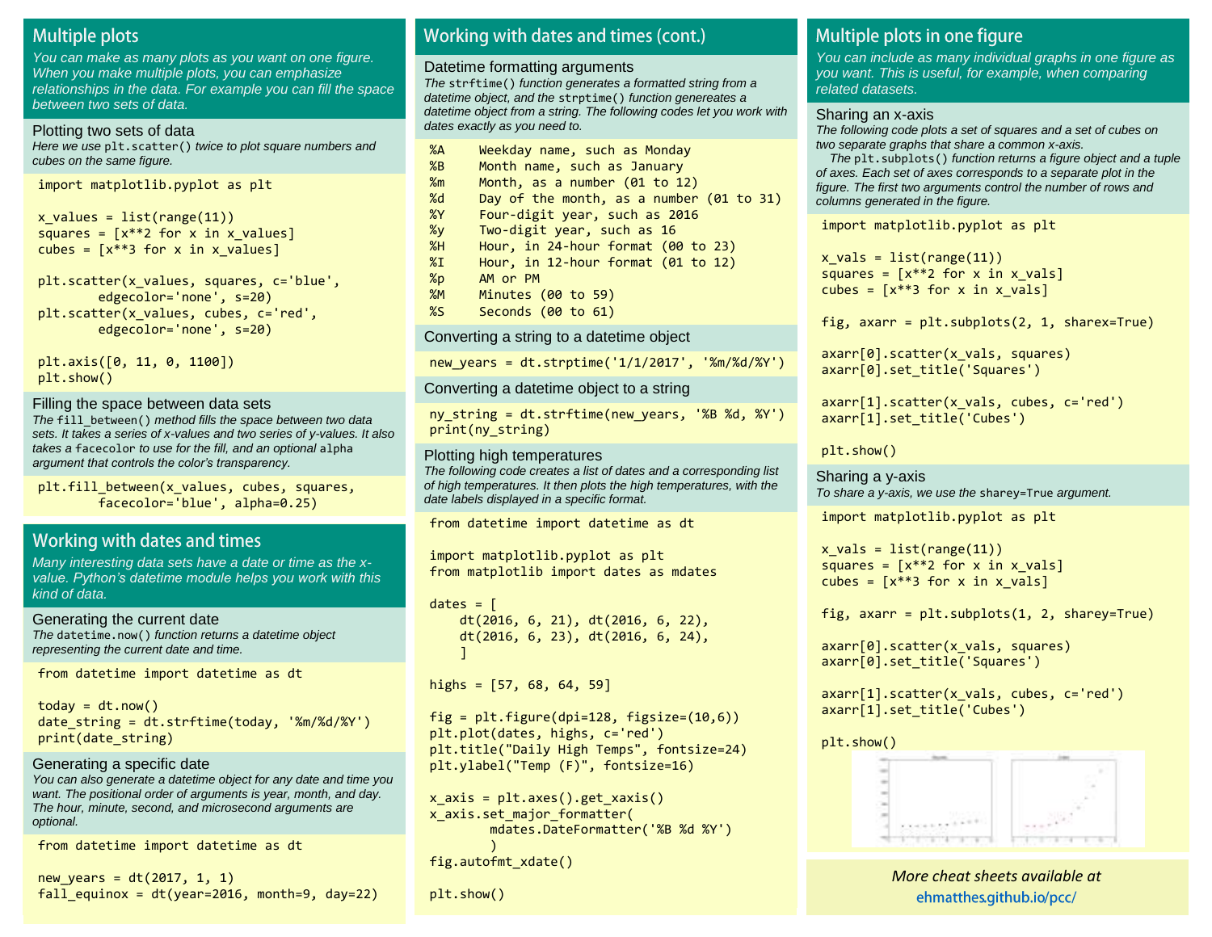## Multiple plots

*You can make as many plots as you want on one figure. When you make multiple plots, you can emphasize relationships in the data. For example you can fill the space between two sets of data.*

### Plotting two sets of data

*Here we use `plt.scatter()` twice to plot square numbers and cubes on the same figure.*

```
import matplotlib.pyplot as plt

x_values = list(range(11))
squares = [x**2 for x in x_values]
cubes = [x**3 for x in x_values]

plt.scatter(x_values, squares, c='blue',
        edgecolor='none', s=20)
plt.scatter(x_values, cubes, c='red',
        edgecolor='none', s=20)

plt.axis([0, 11, 0, 1100])
plt.show()
```

### Filling the space between data sets

*The `fill_between()` method fills the space between two data sets. It takes a series of x-values and two series of y-values. It also takes a `facecolor` to use for the fill, and an optional `alpha` argument that controls the color's transparency.*

```
plt.fill_between(x_values, cubes, squares,
        facecolor='blue', alpha=0.25)
```

## Working with dates and times

*Many interesting data sets have a date or time as the x-value. Python's datetime module helps you work with this kind of data.*

### Generating the current date

*The `datetime.now()` function returns a datetime object representing the current date and time.*

```
from datetime import datetime as dt

today = dt.now()
date_string = dt.strftime(today, '%m/%d/%Y')
print(date_string)
```

### Generating a specific date

*You can also generate a datetime object for any date and time you want. The positional order of arguments is year, month, and day. The hour, minute, second, and microsecond arguments are optional.*

```
from datetime import datetime as dt

new_years = dt(2017, 1, 1)
fall_equinox = dt(year=2016, month=9, day=22)
```

## Working with dates and times (cont.)

### Datetime formatting arguments

*The `strftime()` function generates a formatted string from a datetime object, and the `strptime()` function genereates a datetime object from a string. The following codes let you work with dates exactly as you need to.*

```
%A    Weekday name, such as Monday
%B    Month name, such as January
%m    Month, as a number (01 to 12)
%d    Day of the month, as a number (01 to 31)
%Y    Four-digit year, such as 2016
%y    Two-digit year, such as 16
%H    Hour, in 24-hour format (00 to 23)
%I    Hour, in 12-hour format (01 to 12)
%p    AM or PM
%M    Minutes (00 to 59)
%S    Seconds (00 to 61)
```

### Converting a string to a datetime object

```
new_years = dt.strptime('1/1/2017', '%m/%d/%Y')
```

### Converting a datetime object to a string

```
ny_string = dt.strftime(new_years, '%B %d, %Y')
print(ny_string)
```

### Plotting high temperatures

*The following code creates a list of dates and a corresponding list of high temperatures. It then plots the high temperatures, with the date labels displayed in a specific format.*

```
from datetime import datetime as dt

import matplotlib.pyplot as plt
from matplotlib import dates as mdates

dates = [
    dt(2016, 6, 21), dt(2016, 6, 22),
    dt(2016, 6, 23), dt(2016, 6, 24),
    ]

highs = [57, 68, 64, 59]

fig = plt.figure(dpi=128, figsize=(10,6))
plt.plot(dates, highs, c='red')
plt.title("Daily High Temps", fontsize=24)
plt.ylabel("Temp (F)", fontsize=16)

x_axis = plt.axes().get_xaxis()
x_axis.set_major_formatter(
        mdates.DateFormatter('%B %d %Y')
        )
fig.autofmt_xdate()

plt.show()
```

## Multiple plots in one figure

*You can include as many individual graphs in one figure as you want. This is useful, for example, when comparing related datasets.*

### Sharing an x-axis

*The following code plots a set of squares and a set of cubes on two separate graphs that share a common x-axis.*

*The `plt.subplots()` function returns a figure object and a tuple of axes. Each set of axes corresponds to a separate plot in the figure. The first two arguments control the number of rows and columns generated in the figure.*

```
import matplotlib.pyplot as plt

x_vals = list(range(11))
squares = [x**2 for x in x_vals]
cubes = [x**3 for x in x_vals]

fig, axarr = plt.subplots(2, 1, sharex=True)

axarr[0].scatter(x_vals, squares)
axarr[0].set_title('Squares')

axarr[1].scatter(x_vals, cubes, c='red')
axarr[1].set_title('Cubes')

plt.show()
```

### Sharing a y-axis

*To share a y-axis, we use the `sharey=True` argument.*

```
import matplotlib.pyplot as plt

x_vals = list(range(11))
squares = [x**2 for x in x_vals]
cubes = [x**3 for x in x_vals]

fig, axarr = plt.subplots(1, 2, sharey=True)

axarr[0].scatter(x_vals, squares)
axarr[0].set_title('Squares')

axarr[1].scatter(x_vals, cubes, c='red')
axarr[1].set_title('Cubes')

plt.show()
```

*More cheat sheets available at*
ehmatthes.github.io/pcc/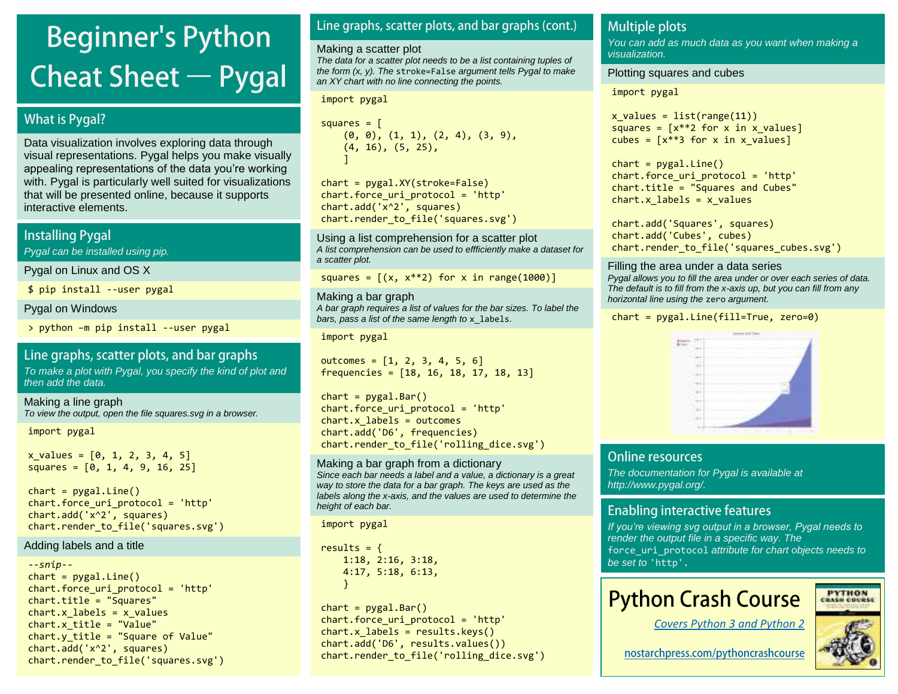# Beginner's Python Cheat Sheet — Pygal

## What is Pygal?

Data visualization involves exploring data through visual representations. Pygal helps you make visually appealing representations of the data you're working with. Pygal is particularly well suited for visualizations that will be presented online, because it supports interactive elements.

## Installing Pygal

*Pygal can be installed using pip.*

### Pygal on Linux and OS X

```
$ pip install --user pygal
```

### Pygal on Windows

```
> python –m pip install --user pygal
```

## Line graphs, scatter plots, and bar graphs

*To make a plot with Pygal, you specify the kind of plot and then add the data.*

### Making a line graph

*To view the output, open the file squares.svg in a browser.*

```
import pygal

x_values = [0, 1, 2, 3, 4, 5]
squares = [0, 1, 4, 9, 16, 25]

chart = pygal.Line()
chart.force_uri_protocol = 'http'
chart.add('x^2', squares)
chart.render_to_file('squares.svg')
```

### Adding labels and a title

```
--snip--
chart = pygal.Line()
chart.force_uri_protocol = 'http'
chart.title = "Squares"
chart.x_labels = x_values
chart.x_title = "Value"
chart.y_title = "Square of Value"
chart.add('x^2', squares)
chart.render_to_file('squares.svg')
```

## Line graphs, scatter plots, and bar graphs (cont.)

### Making a scatter plot

*The data for a scatter plot needs to be a list containing tuples of the form (x, y). The* `stroke=False` *argument tells Pygal to make an XY chart with no line connecting the points.*

```
import pygal

squares = [
    (0, 0), (1, 1), (2, 4), (3, 9),
    (4, 16), (5, 25),
    ]

chart = pygal.XY(stroke=False)
chart.force_uri_protocol = 'http'
chart.add('x^2', squares)
chart.render_to_file('squares.svg')
```

### Using a list comprehension for a scatter plot

*A list comprehension can be used to effficiently make a dataset for a scatter plot.*

```
squares = [(x, x**2) for x in range(1000)]
```

### Making a bar graph

*A bar graph requires a list of values for the bar sizes. To label the bars, pass a list of the same length to* `x_labels`.

```
import pygal

outcomes = [1, 2, 3, 4, 5, 6]
frequencies = [18, 16, 18, 17, 18, 13]

chart = pygal.Bar()
chart.force_uri_protocol = 'http'
chart.x_labels = outcomes
chart.add('D6', frequencies)
chart.render_to_file('rolling_dice.svg')
```

### Making a bar graph from a dictionary

*Since each bar needs a label and a value, a dictionary is a great way to store the data for a bar graph. The keys are used as the labels along the x-axis, and the values are used to determine the height of each bar.*

```
import pygal

results = {
    1:18, 2:16, 3:18,
    4:17, 5:18, 6:13,
    }

chart = pygal.Bar()
chart.force_uri_protocol = 'http'
chart.x_labels = results.keys()
chart.add('D6', results.values())
chart.render_to_file('rolling_dice.svg')
```

## Multiple plots

*You can add as much data as you want when making a visualization.*

### Plotting squares and cubes

```
import pygal

x_values = list(range(11))
squares = [x**2 for x in x_values]
cubes = [x**3 for x in x_values]

chart = pygal.Line()
chart.force_uri_protocol = 'http'
chart.title = "Squares and Cubes"
chart.x_labels = x_values

chart.add('Squares', squares)
chart.add('Cubes', cubes)
chart.render_to_file('squares_cubes.svg')
```

### Filling the area under a data series

*Pygal allows you to fill the area under or over each series of data. The default is to fill from the x-axis up, but you can fill from any horizontal line using the* `zero` *argument.*

```
chart = pygal.Line(fill=True, zero=0)
```

## Online resources

*The documentation for Pygal is available at http://www.pygal.org/.*

## Enabling interactive features

*If you're viewing svg output in a browser, Pygal needs to render the output file in a specific way. The* `force_uri_protocol` *attribute for chart objects needs to be set to* `'http'`.

**Python Crash Course**

*Covers Python 3 and Python 2*

nostarchpress.com/pythoncrashcourse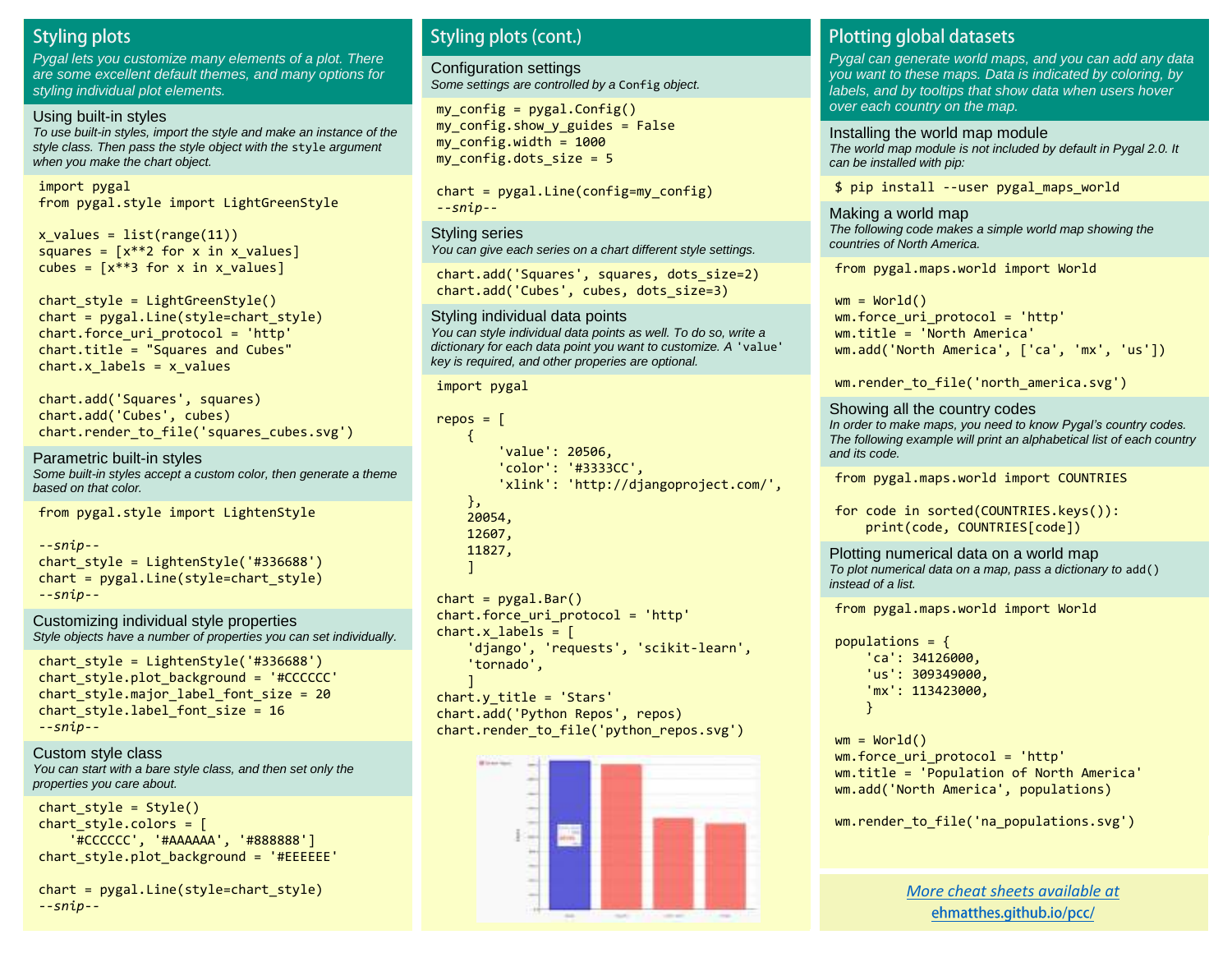## Styling plots

*Pygal lets you customize many elements of a plot. There are some excellent default themes, and many options for styling individual plot elements.*

### Using built-in styles

*To use built-in styles, import the style and make an instance of the style class. Then pass the style object with the `style` argument when you make the chart object.*

```
import pygal
from pygal.style import LightGreenStyle

x_values = list(range(11))
squares = [x**2 for x in x_values]
cubes = [x**3 for x in x_values]

chart_style = LightGreenStyle()
chart = pygal.Line(style=chart_style)
chart.force_uri_protocol = 'http'
chart.title = "Squares and Cubes"
chart.x_labels = x_values

chart.add('Squares', squares)
chart.add('Cubes', cubes)
chart.render_to_file('squares_cubes.svg')
```

### Parametric built-in styles

*Some built-in styles accept a custom color, then generate a theme based on that color.*

```
from pygal.style import LightenStyle

--snip--
chart_style = LightenStyle('#336688')
chart = pygal.Line(style=chart_style)
--snip--
```

### Customizing individual style properties

*Style objects have a number of properties you can set individually.*

```
chart_style = LightenStyle('#336688')
chart_style.plot_background = '#CCCCCC'
chart_style.major_label_font_size = 20
chart_style.label_font_size = 16
--snip--
```

### Custom style class

*You can start with a bare style class, and then set only the properties you care about.*

```
chart_style = Style()
chart_style.colors = [
    '#CCCCCC', '#AAAAAA', '#888888']
chart_style.plot_background = '#EEEEEE'

chart = pygal.Line(style=chart_style)
--snip--
```

## Styling plots (cont.)

### Configuration settings

*Some settings are controlled by a `Config` object.*

```
my_config = pygal.Config()
my_config.show_y_guides = False
my_config.width = 1000
my_config.dots_size = 5

chart = pygal.Line(config=my_config)
--snip--
```

### Styling series

*You can give each series on a chart different style settings.*

```
chart.add('Squares', squares, dots_size=2)
chart.add('Cubes', cubes, dots_size=3)
```

### Styling individual data points

*You can style individual data points as well. To do so, write a dictionary for each data point you want to customize. A `'value'` key is required, and other properies are optional.*

```
import pygal

repos = [
    {
        'value': 20506,
        'color': '#3333CC',
        'xlink': 'http://djangoproject.com/',
    },
    20054,
    12607,
    11827,
    ]

chart = pygal.Bar()
chart.force_uri_protocol = 'http'
chart.x_labels = [
    'django', 'requests', 'scikit-learn',
    'tornado',
    ]
chart.y_title = 'Stars'
chart.add('Python Repos', repos)
chart.render_to_file('python_repos.svg')
```

## Plotting global datasets

*Pygal can generate world maps, and you can add any data you want to these maps. Data is indicated by coloring, by labels, and by tooltips that show data when users hover over each country on the map.*

### Installing the world map module

*The world map module is not included by default in Pygal 2.0. It can be installed with pip:*

```
$ pip install --user pygal_maps_world
```

### Making a world map

*The following code makes a simple world map showing the countries of North America.*

```
from pygal.maps.world import World

wm = World()
wm.force_uri_protocol = 'http'
wm.title = 'North America'
wm.add('North America', ['ca', 'mx', 'us'])

wm.render_to_file('north_america.svg')
```

### Showing all the country codes

*In order to make maps, you need to know Pygal's country codes. The following example will print an alphabetical list of each country and its code.*

```
from pygal.maps.world import COUNTRIES

for code in sorted(COUNTRIES.keys()):
    print(code, COUNTRIES[code])
```

### Plotting numerical data on a world map

*To plot numerical data on a map, pass a dictionary to `add()` instead of a list.*

```
from pygal.maps.world import World

populations = {
    'ca': 34126000,
    'us': 309349000,
    'mx': 113423000,
    }

wm = World()
wm.force_uri_protocol = 'http'
wm.title = 'Population of North America'
wm.add('North America', populations)

wm.render_to_file('na_populations.svg')
```

*More cheat sheets available at*
**ehmatthes.github.io/pcc/**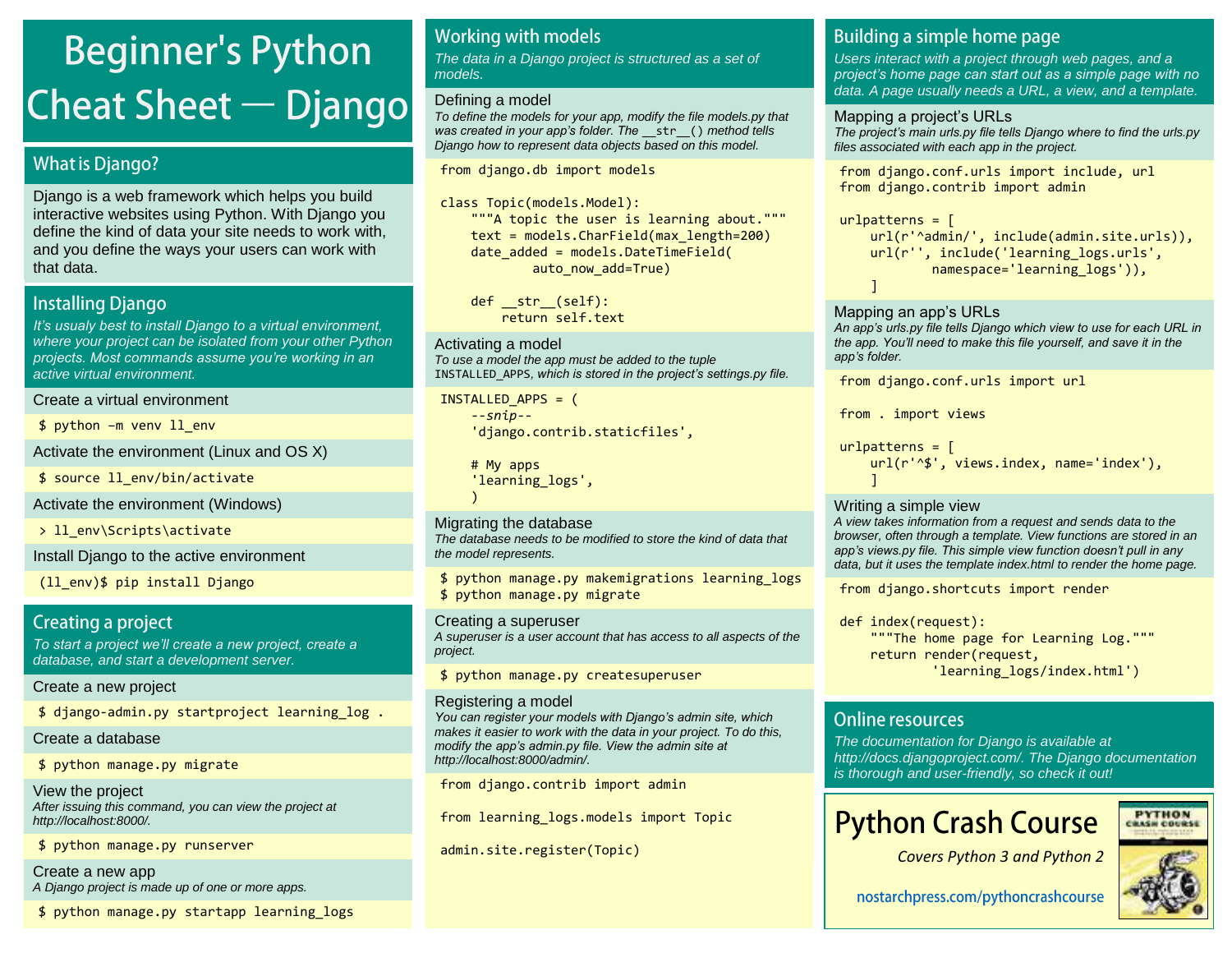# Beginner's Python Cheat Sheet — Django

## What is Django?

Django is a web framework which helps you build interactive websites using Python. With Django you define the kind of data your site needs to work with, and you define the ways your users can work with that data.

## Installing Django

*It's usualy best to install Django to a virtual environment, where your project can be isolated from your other Python projects. Most commands assume you're working in an active virtual environment.*

### Create a virtual environment

```
$ python –m venv ll_env
```

### Activate the environment (Linux and OS X)

```
$ source ll_env/bin/activate
```

### Activate the environment (Windows)

```
> ll_env\Scripts\activate
```

### Install Django to the active environment

```
(ll_env)$ pip install Django
```

## Creating a project

*To start a project we'll create a new project, create a database, and start a development server.*

### Create a new project

```
$ django-admin.py startproject learning_log .
```

### Create a database

```
$ python manage.py migrate
```

### View the project

*After issuing this command, you can view the project at http://localhost:8000/.*

```
$ python manage.py runserver
```

### Create a new app

*A Django project is made up of one or more apps.*

```
$ python manage.py startapp learning_logs
```

## Working with models

*The data in a Django project is structured as a set of models.*

### Defining a model

*To define the models for your app, modify the file models.py that was created in your app's folder. The `__str__()` method tells Django how to represent data objects based on this model.*

```
from django.db import models

class Topic(models.Model):
    """A topic the user is learning about."""
    text = models.CharField(max_length=200)
    date_added = models.DateTimeField(
            auto_now_add=True)

    def __str__(self):
        return self.text
```

### Activating a model

*To use a model the app must be added to the tuple `INSTALLED_APPS`, which is stored in the project's settings.py file.*

```
INSTALLED_APPS = (
    --snip--
    'django.contrib.staticfiles',

    # My apps
    'learning_logs',
    )
```

### Migrating the database

*The database needs to be modified to store the kind of data that the model represents.*

```
$ python manage.py makemigrations learning_logs
$ python manage.py migrate
```

### Creating a superuser

*A superuser is a user account that has access to all aspects of the project.*

```
$ python manage.py createsuperuser
```

### Registering a model

*You can register your models with Django's admin site, which makes it easier to work with the data in your project. To do this, modify the app's admin.py file. View the admin site at http://localhost:8000/admin/.*

```
from django.contrib import admin

from learning_logs.models import Topic

admin.site.register(Topic)
```

## Building a simple home page

*Users interact with a project through web pages, and a project's home page can start out as a simple page with no data. A page usually needs a URL, a view, and a template.*

### Mapping a project's URLs

*The project's main urls.py file tells Django where to find the urls.py files associated with each app in the project.*

```
from django.conf.urls import include, url
from django.contrib import admin

urlpatterns = [
    url(r'^admin/', include(admin.site.urls)),
    url(r'', include('learning_logs.urls',
            namespace='learning_logs')),
    ]
```

### Mapping an app's URLs

*An app's urls.py file tells Django which view to use for each URL in the app. You'll need to make this file yourself, and save it in the app's folder.*

```
from django.conf.urls import url

from . import views

urlpatterns = [
    url(r'^$', views.index, name='index'),
    ]
```

### Writing a simple view

*A view takes information from a request and sends data to the browser, often through a template. View functions are stored in an app's views.py file. This simple view function doesn't pull in any data, but it uses the template index.html to render the home page.*

```
from django.shortcuts import render

def index(request):
    """The home page for Learning Log."""
    return render(request,
            'learning_logs/index.html')
```

## Online resources

*The documentation for Django is available at http://docs.djangoproject.com/. The Django documentation is thorough and user-friendly, so check it out!*

## Python Crash Course

*Covers Python 3 and Python 2*

nostarchpress.com/pythoncrashcourse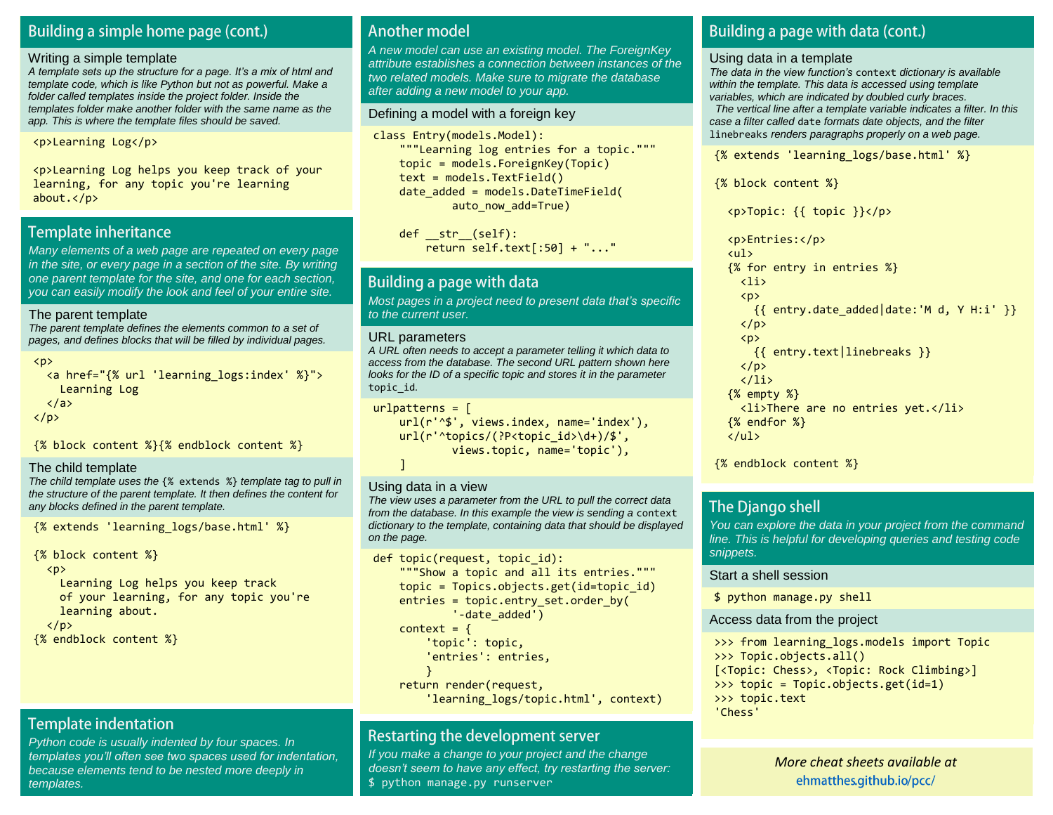## Building a simple home page (cont.)

### Writing a simple template

*A template sets up the structure for a page. It's a mix of html and template code, which is like Python but not as powerful. Make a folder called templates inside the project folder. Inside the templates folder make another folder with the same name as the app. This is where the template files should be saved.*

```
<p>Learning Log</p>

<p>Learning Log helps you keep track of your
learning, for any topic you're learning
about.</p>
```

## Template inheritance

*Many elements of a web page are repeated on every page in the site, or every page in a section of the site. By writing one parent template for the site, and one for each section, you can easily modify the look and feel of your entire site.*

### The parent template

*The parent template defines the elements common to a set of pages, and defines blocks that will be filled by individual pages.*

```
<p>
  <a href="{% url 'learning_logs:index' %}">
    Learning Log
  </a>
</p>

{% block content %}{% endblock content %}
```

### The child template

*The child template uses the `{% extends %}` template tag to pull in the structure of the parent template. It then defines the content for any blocks defined in the parent template.*

```
{% extends 'learning_logs/base.html' %}

{% block content %}
  <p>
    Learning Log helps you keep track
    of your learning, for any topic you're
    learning about.
  </p>
{% endblock content %}
```

## Template indentation

*Python code is usually indented by four spaces. In templates you'll often see two spaces used for indentation, because elements tend to be nested more deeply in templates.*

## Another model

*A new model can use an existing model. The ForeignKey attribute establishes a connection between instances of the two related models. Make sure to migrate the database after adding a new model to your app.*

### Defining a model with a foreign key

```
class Entry(models.Model):
    """Learning log entries for a topic."""
    topic = models.ForeignKey(Topic)
    text = models.TextField()
    date_added = models.DateTimeField(
            auto_now_add=True)

    def __str__(self):
        return self.text[:50] + "..."
```

## Building a page with data

*Most pages in a project need to present data that's specific to the current user.*

### URL parameters

*A URL often needs to accept a parameter telling it which data to access from the database. The second URL pattern shown here looks for the ID of a specific topic and stores it in the parameter `topic_id`.*

```
urlpatterns = [
    url(r'^$', views.index, name='index'),
    url(r'^topics/(?P<topic_id>\d+)/$',
            views.topic, name='topic'),
    ]
```

### Using data in a view

*The view uses a parameter from the URL to pull the correct data from the database. In this example the view is sending a `context` dictionary to the template, containing data that should be displayed on the page.*

```
def topic(request, topic_id):
    """Show a topic and all its entries."""
    topic = Topics.objects.get(id=topic_id)
    entries = topic.entry_set.order_by(
            '-date_added')
    context = {
        'topic': topic,
        'entries': entries,
        }
    return render(request,
        'learning_logs/topic.html', context)
```

## Restarting the development server

*If you make a change to your project and the change doesn't seem to have any effect, try restarting the server:*
`$ python manage.py runserver`

## Building a page with data (cont.)

### Using data in a template

*The data in the view function's `context` dictionary is available within the template. This data is accessed using template variables, which are indicated by doubled curly braces.*

*The vertical line after a template variable indicates a filter. In this case a filter called `date` formats date objects, and the filter `linebreaks` renders paragraphs properly on a web page.*

```
{% extends 'learning_logs/base.html' %}

{% block content %}

  <p>Topic: {{ topic }}</p>

  <p>Entries:</p>
  <ul>
  {% for entry in entries %}
    <li>
    <p>
      {{ entry.date_added|date:'M d, Y H:i' }}
    </p>
    <p>
      {{ entry.text|linebreaks }}
    </p>
    </li>
  {% empty %}
    <li>There are no entries yet.</li>
  {% endfor %}
  </ul>

{% endblock content %}
```

## The Django shell

*You can explore the data in your project from the command line. This is helpful for developing queries and testing code snippets.*

### Start a shell session

```
$ python manage.py shell
```

### Access data from the project

```
>>> from learning_logs.models import Topic
>>> Topic.objects.all()
[<Topic: Chess>, <Topic: Rock Climbing>]
>>> topic = Topic.objects.get(id=1)
>>> topic.text
'Chess'
```

*More cheat sheets available at*
ehmatthes.github.io/pcc/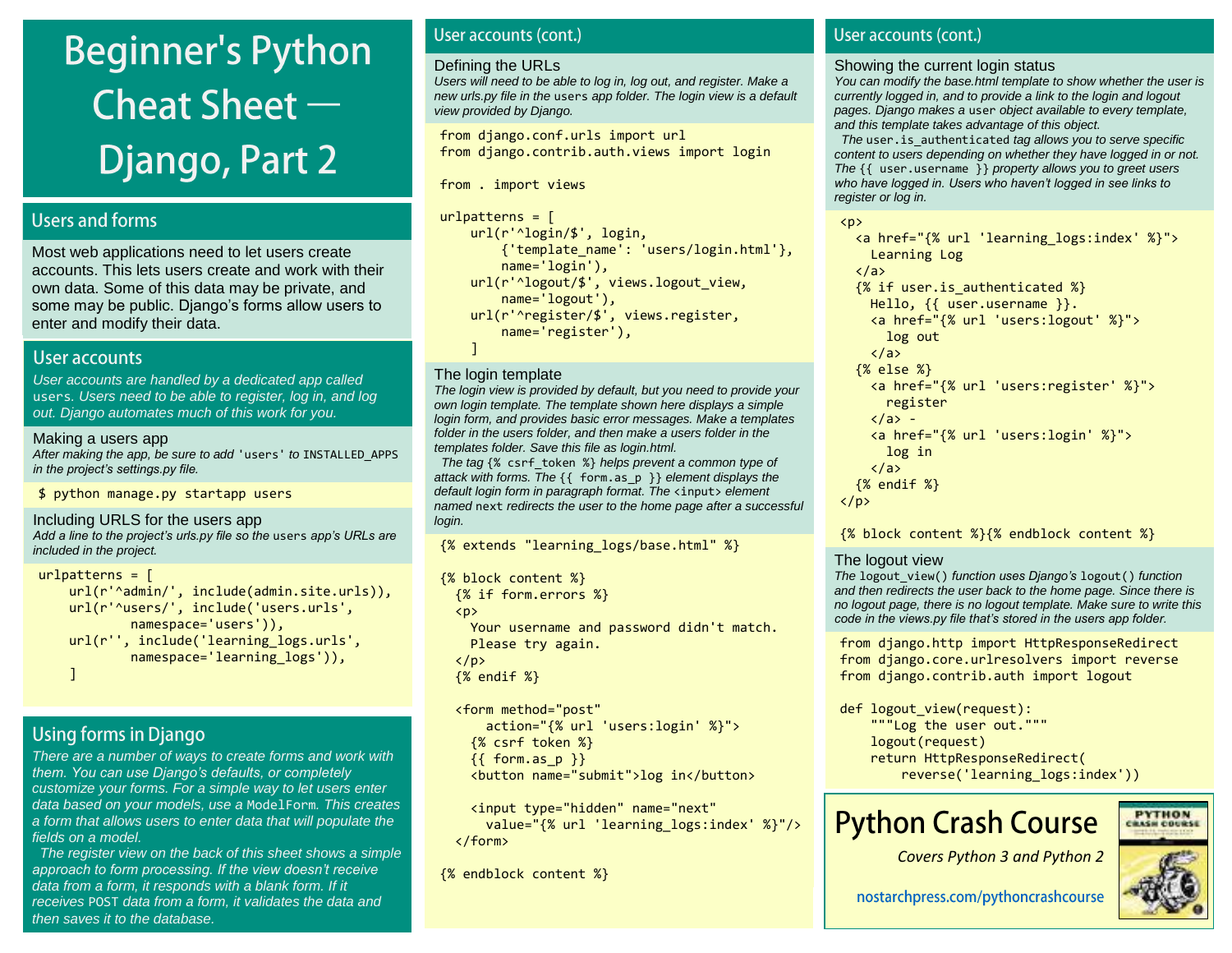# Beginner's Python Cheat Sheet — Django, Part 2

## Users and forms

Most web applications need to let users create accounts. This lets users create and work with their own data. Some of this data may be private, and some may be public. Django's forms allow users to enter and modify their data.

## User accounts

*User accounts are handled by a dedicated app called `users`. Users need to be able to register, log in, and log out. Django automates much of this work for you.*

### Making a users app

*After making the app, be sure to add `'users'` to `INSTALLED_APPS` in the project's settings.py file.*

```
$ python manage.py startapp users
```

### Including URLS for the users app

*Add a line to the project's urls.py file so the `users` app's URLs are included in the project.*

```
urlpatterns = [
    url(r'^admin/', include(admin.site.urls)),
    url(r'^users/', include('users.urls',
            namespace='users')),
    url(r'', include('learning_logs.urls',
            namespace='learning_logs')),
    ]
```

## Using forms in Django

*There are a number of ways to create forms and work with them. You can use Django's defaults, or completely customize your forms. For a simple way to let users enter data based on your models, use a `ModelForm`. This creates a form that allows users to enter data that will populate the fields on a model.*

*The register view on the back of this sheet shows a simple approach to form processing. If the view doesn't receive data from a form, it responds with a blank form. If it receives `POST` data from a form, it validates the data and then saves it to the database.*

## User accounts (cont.)

### Defining the URLs

*Users will need to be able to log in, log out, and register. Make a new urls.py file in the `users` app folder. The login view is a default view provided by Django.*

```
from django.conf.urls import url
from django.contrib.auth.views import login

from . import views

urlpatterns = [
    url(r'^login/$', login,
        {'template_name': 'users/login.html'},
        name='login'),
    url(r'^logout/$', views.logout_view,
        name='logout'),
    url(r'^register/$', views.register,
        name='register'),
    ]
```

### The login template

*The login view is provided by default, but you need to provide your own login template. The template shown here displays a simple login form, and provides basic error messages. Make a templates folder in the users folder, and then make a users folder in the templates folder. Save this file as login.html.*

*The tag `{% csrf_token %}` helps prevent a common type of attack with forms. The `{{ form.as_p }}` element displays the default login form in paragraph format. The `<input>` element named `next` redirects the user to the home page after a successful login.*

```
{% extends "learning_logs/base.html" %}

{% block content %}
  {% if form.errors %}
  <p>
    Your username and password didn't match.
    Please try again.
  </p>
  {% endif %}

  <form method="post"
      action="{% url 'users:login' %}">
    {% csrf token %}
    {{ form.as_p }}
    <button name="submit">log in</button>

    <input type="hidden" name="next"
      value="{% url 'learning_logs:index' %}"/>
  </form>

{% endblock content %}
```

## User accounts (cont.)

### Showing the current login status

*You can modify the base.html template to show whether the user is currently logged in, and to provide a link to the login and logout pages. Django makes a `user` object available to every template, and this template takes advantage of this object.*

*The `user.is_authenticated` tag allows you to serve specific content to users depending on whether they have logged in or not. The `{{ user.username }}` property allows you to greet users who have logged in. Users who haven't logged in see links to register or log in.*

```
<p>
  <a href="{% url 'learning_logs:index' %}">
    Learning Log
  </a>
  {% if user.is_authenticated %}
    Hello, {{ user.username }}.
    <a href="{% url 'users:logout' %}">
      log out
    </a>
  {% else %}
    <a href="{% url 'users:register' %}">
      register
    </a> -
    <a href="{% url 'users:login' %}">
      log in
    </a>
  {% endif %}
</p>

{% block content %}{% endblock content %}
```

### The logout view

*The `logout_view()` function uses Django's `logout()` function and then redirects the user back to the home page. Since there is no logout page, there is no logout template. Make sure to write this code in the views.py file that's stored in the users app folder.*

```
from django.http import HttpResponseRedirect
from django.core.urlresolvers import reverse
from django.contrib.auth import logout

def logout_view(request):
    """Log the user out."""
    logout(request)
    return HttpResponseRedirect(
        reverse('learning_logs:index'))
```

## Python Crash Course

*Covers Python 3 and Python 2*

nostarchpress.com/pythoncrashcourse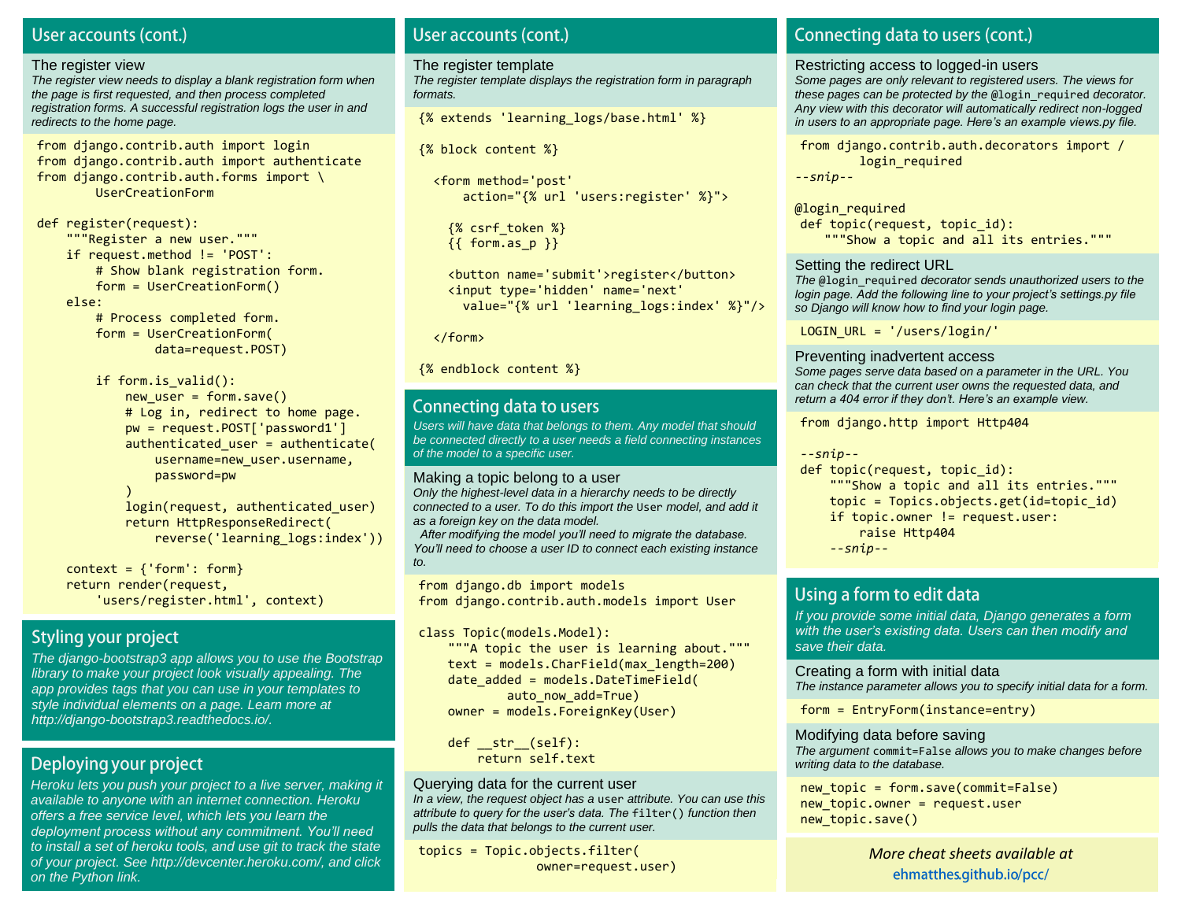## User accounts (cont.)

### The register view

*The register view needs to display a blank registration form when the page is first requested, and then process completed registration forms. A successful registration logs the user in and redirects to the home page.*

```
from django.contrib.auth import login
from django.contrib.auth import authenticate
from django.contrib.auth.forms import \
        UserCreationForm

def register(request):
    """Register a new user."""
    if request.method != 'POST':
        # Show blank registration form.
        form = UserCreationForm()
    else:
        # Process completed form.
        form = UserCreationForm(
                data=request.POST)

        if form.is_valid():
            new_user = form.save()
            # Log in, redirect to home page.
            pw = request.POST['password1']
            authenticated_user = authenticate(
                username=new_user.username,
                password=pw
            )
            login(request, authenticated_user)
            return HttpResponseRedirect(
                reverse('learning_logs:index'))

    context = {'form': form}
    return render(request,
        'users/register.html', context)
```

## Styling your project

*The django-bootstrap3 app allows you to use the Bootstrap library to make your project look visually appealing. The app provides tags that you can use in your templates to style individual elements on a page. Learn more at http://django-bootstrap3.readthedocs.io/.*

## Deploying your project

*Heroku lets you push your project to a live server, making it available to anyone with an internet connection. Heroku offers a free service level, which lets you learn the deployment process without any commitment. You'll need to install a set of heroku tools, and use git to track the state of your project. See http://devcenter.heroku.com/, and click on the Python link.*

## User accounts (cont.)

### The register template

*The register template displays the registration form in paragraph formats.*

```
{% extends 'learning_logs/base.html' %}

{% block content %}

  <form method='post'
      action="{% url 'users:register' %}">

    {% csrf_token %}
    {{ form.as_p }}

    <button name='submit'>register</button>
    <input type='hidden' name='next'
      value="{% url 'learning_logs:index' %}"/>

  </form>

{% endblock content %}
```

## Connecting data to users

*Users will have data that belongs to them. Any model that should be connected directly to a user needs a field connecting instances of the model to a specific user.*

### Making a topic belong to a user

*Only the highest-level data in a hierarchy needs to be directly connected to a user. To do this import the `User` model, and add it as a foreign key on the data model.*

*After modifying the model you'll need to migrate the database. You'll need to choose a user ID to connect each existing instance to.*

```
from django.db import models
from django.contrib.auth.models import User

class Topic(models.Model):
    """A topic the user is learning about."""
    text = models.CharField(max_length=200)
    date_added = models.DateTimeField(
            auto_now_add=True)
    owner = models.ForeignKey(User)

    def __str__(self):
        return self.text
```

### Querying data for the current user

*In a view, the request object has a `user` attribute. You can use this attribute to query for the user's data. The `filter()` function then pulls the data that belongs to the current user.*

```
topics = Topic.objects.filter(
                owner=request.user)
```

## Connecting data to users (cont.)

### Restricting access to logged-in users

*Some pages are only relevant to registered users. The views for these pages can be protected by the `@login_required` decorator. Any view with this decorator will automatically redirect non-logged in users to an appropriate page. Here's an example views.py file.*

```
from django.contrib.auth.decorators import /
        login_required
--snip--

@login_required
def topic(request, topic_id):
    """Show a topic and all its entries."""
```

### Setting the redirect URL

*The `@login_required` decorator sends unauthorized users to the login page. Add the following line to your project's settings.py file so Django will know how to find your login page.*

```
LOGIN_URL = '/users/login/'
```

### Preventing inadvertent access

*Some pages serve data based on a parameter in the URL. You can check that the current user owns the requested data, and return a 404 error if they don't. Here's an example view.*

```
from django.http import Http404

--snip--
def topic(request, topic_id):
    """Show a topic and all its entries."""
    topic = Topics.objects.get(id=topic_id)
    if topic.owner != request.user:
        raise Http404
    --snip--
```

## Using a form to edit data

*If you provide some initial data, Django generates a form with the user's existing data. Users can then modify and save their data.*

### Creating a form with initial data

*The instance parameter allows you to specify initial data for a form.*

```
form = EntryForm(instance=entry)
```

### Modifying data before saving

*The argument `commit=False` allows you to make changes before writing data to the database.*

```
new_topic = form.save(commit=False)
new_topic.owner = request.user
new_topic.save()
```

*More cheat sheets available at*
**ehmatthes.github.io/pcc/**